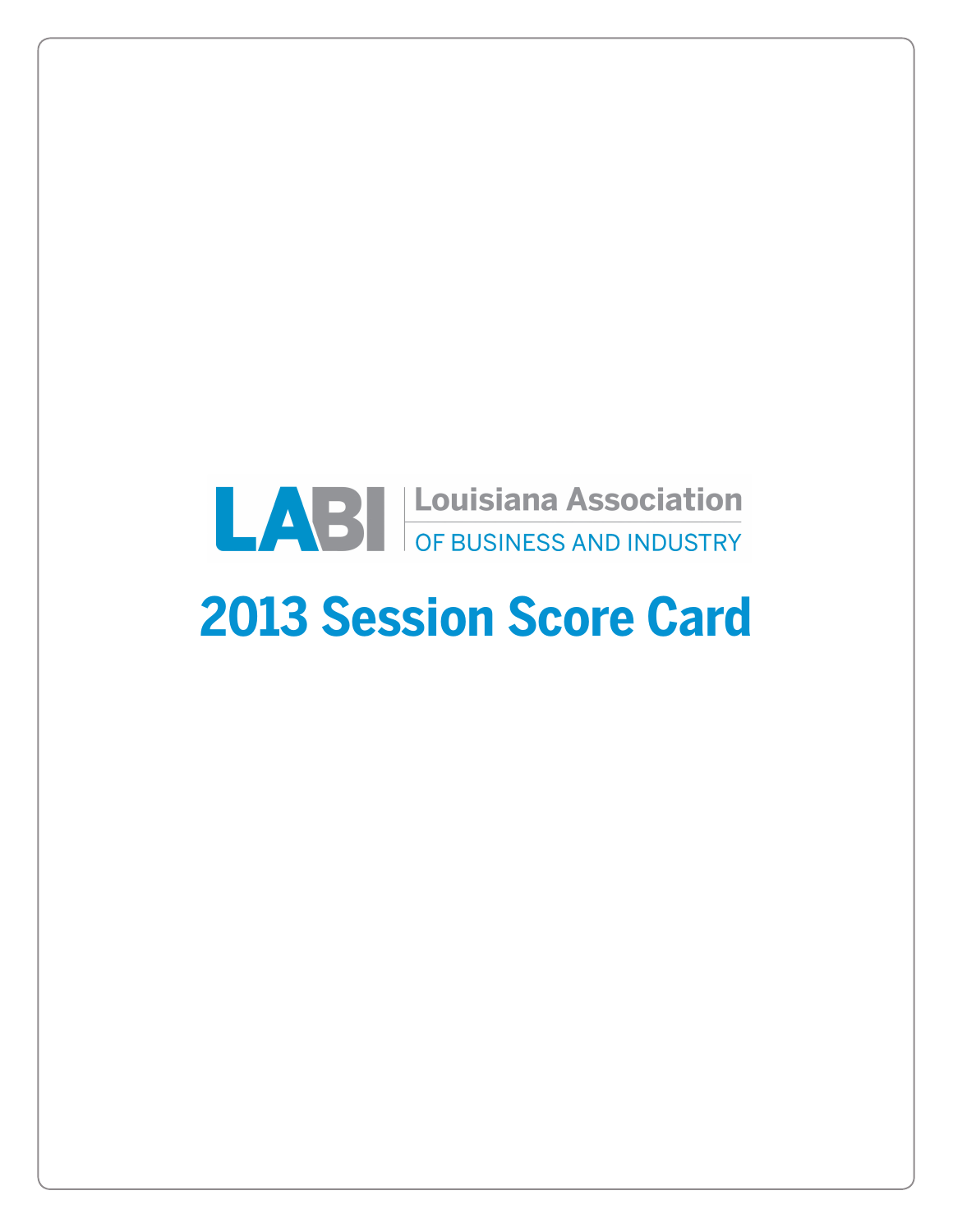LABI | Louisiana Association OF BUSINESS AND INDUSTRY

# 2013 Session Score Card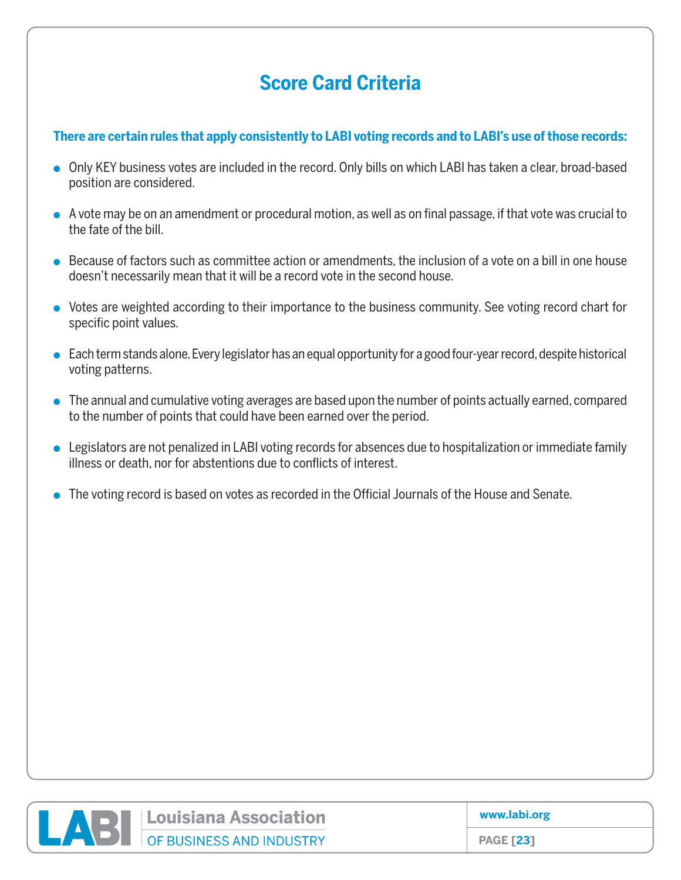# Score Card Criteria

**There are certain rules that apply consistently to LABI voting records and to LABI's use of those records:**

- Only KEY business votes are included in the record. Only bills on which LABI has taken a clear, broad-based position are considered.
- A vote may be on an amendment or procedural motion, as well as on final passage, if that vote was crucial to the fate of the bill.
- Because of factors such as committee action or amendments, the inclusion of a vote on a bill in one house doesn't necessarily mean that it will be a record vote in the second house.
- Votes are weighted according to their importance to the business community. See voting record chart for specific point values.
- Each term stands alone. Every legislator has an equal opportunity for a good four-year record, despite historical voting patterns.
- The annual and cumulative voting averages are based upon the number of points actually earned, compared to the number of points that could have been earned over the period.
- Legislators are not penalized in LABI voting records for absences due to hospitalization or immediate family illness or death, nor for abstentions due to conflicts of interest.
- The voting record is based on votes as recorded in the Official Journals of the House and Senate.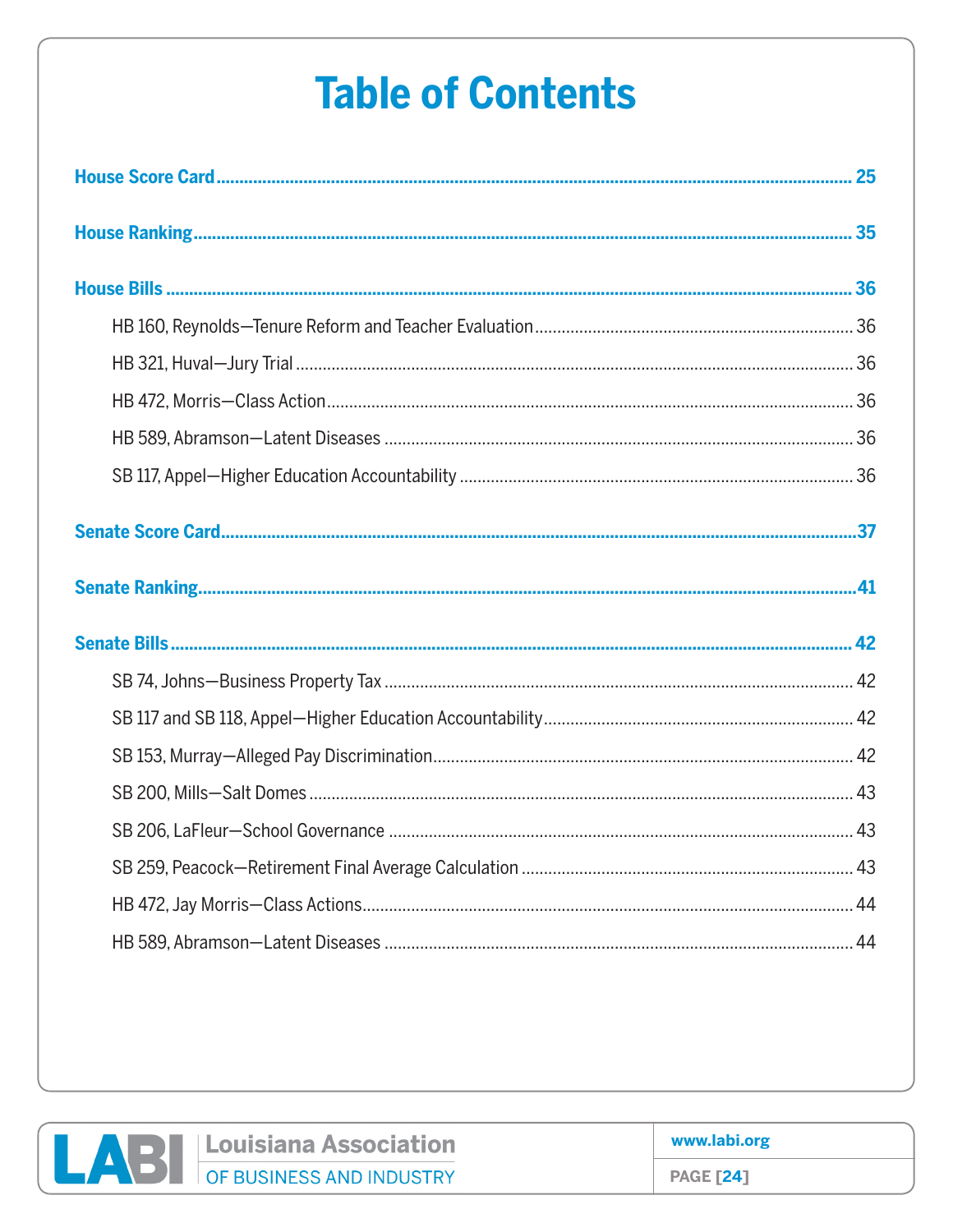# Table of Contents

**House Score Card** .......... 25

**House Ranking** .......... 35

**House Bills** .......... 36

- HB 160, Reynolds—Tenure Reform and Teacher Evaluation .......... 36
- HB 321, Huval—Jury Trial .......... 36
- HB 472, Morris—Class Action .......... 36
- HB 589, Abramson—Latent Diseases .......... 36
- SB 117, Appel—Higher Education Accountability .......... 36

**Senate Score Card** .......... 37

**Senate Ranking** .......... 41

**Senate Bills** .......... 42

- SB 74, Johns—Business Property Tax .......... 42
- SB 117 and SB 118, Appel—Higher Education Accountability .......... 42
- SB 153, Murray—Alleged Pay Discrimination .......... 42
- SB 200, Mills—Salt Domes .......... 43
- SB 206, LaFleur—School Governance .......... 43
- SB 259, Peacock—Retirement Final Average Calculation .......... 43
- HB 472, Jay Morris—Class Actions .......... 44
- HB 589, Abramson—Latent Diseases .......... 44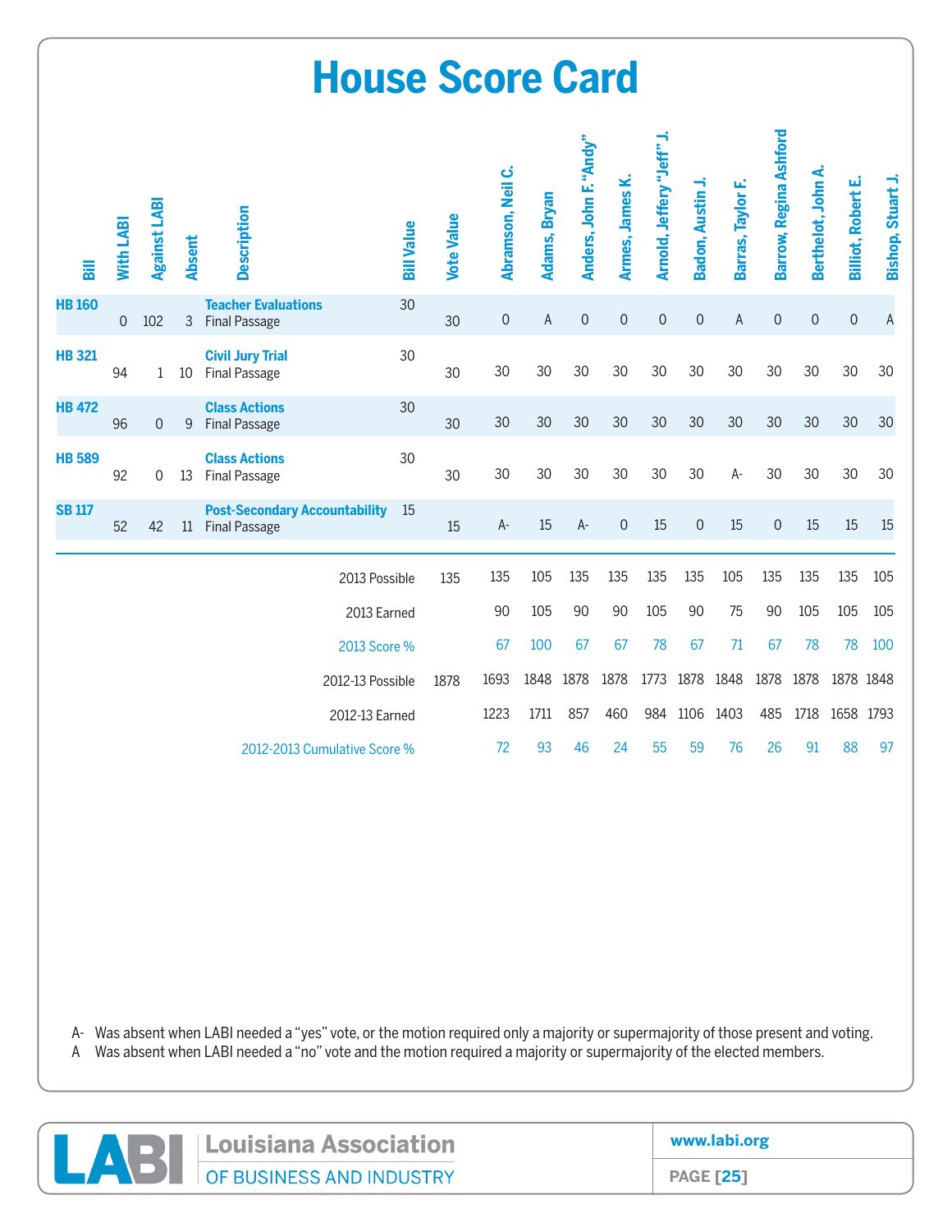# House Score Card

| Bill | With LABI | Against LABI | Absent | Description | Bill Value | Vote Value | Abramson, Neil C. | Adams, Bryan | Anders, John F. "Andy" | Armes, James K. | Arnold, Jeffery "Jeff" J. | Badon, Austin J. | Barras, Taylor F. | Barrow, Regina Ashford | Berthelot, John A. | Billiot, Robert E. | Bishop, Stuart J. |
|---|---|---|---|---|---|---|---|---|---|---|---|---|---|---|---|---|---|
| **HB 160** | 0 | 102 | 3 | **Teacher Evaluations** Final Passage | 30 | 30 | 0 | A | 0 | 0 | 0 | 0 | A | 0 | 0 | 0 | A |
| **HB 321** | 94 | 1 | 10 | **Civil Jury Trial** Final Passage | 30 | 30 | 30 | 30 | 30 | 30 | 30 | 30 | 30 | 30 | 30 | 30 | 30 |
| **HB 472** | 96 | 0 | 9 | **Class Actions** Final Passage | 30 | 30 | 30 | 30 | 30 | 30 | 30 | 30 | 30 | 30 | 30 | 30 | 30 |
| **HB 589** | 92 | 0 | 13 | **Class Actions** Final Passage | 30 | 30 | 30 | 30 | 30 | 30 | 30 | 30 | A- | 30 | 30 | 30 | 30 |
| **SB 117** | 52 | 42 | 11 | **Post-Secondary Accountability** Final Passage | 15 | 15 | A- | 15 | A- | 0 | 15 | 0 | 15 | 0 | 15 | 15 | 15 |
| | | | | 2013 Possible | | 135 | 135 | 105 | 135 | 135 | 135 | 135 | 105 | 135 | 135 | 135 | 105 |
| | | | | 2013 Earned | | | 90 | 105 | 90 | 90 | 105 | 90 | 75 | 90 | 105 | 105 | 105 |
| | | | | 2013 Score % | | | 67 | 100 | 67 | 67 | 78 | 67 | 71 | 67 | 78 | 78 | 100 |
| | | | | 2012-13 Possible | | 1878 | 1693 | 1848 | 1878 | 1878 | 1773 | 1878 | 1848 | 1878 | 1878 | 1878 | 1848 |
| | | | | 2012-13 Earned | | | 1223 | 1711 | 857 | 460 | 984 | 1106 | 1403 | 485 | 1718 | 1658 | 1793 |
| | | | | 2012-2013 Cumulative Score % | | | 72 | 93 | 46 | 24 | 55 | 59 | 76 | 26 | 91 | 88 | 97 |

A- Was absent when LABI needed a "yes" vote, or the motion required only a majority or supermajority of those present and voting.
A Was absent when LABI needed a "no" vote and the motion required a majority or supermajority of the elected members.

LABI Louisiana Association OF BUSINESS AND INDUSTRY | www.labi.org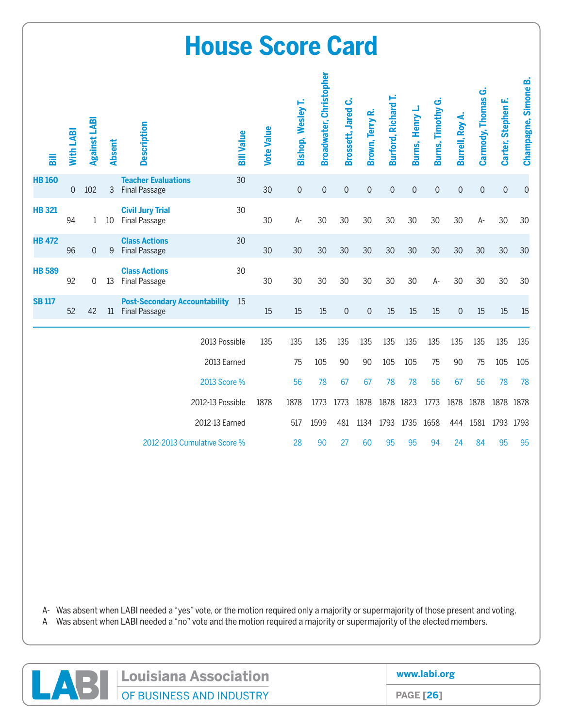# House Score Card

| Bill | With LABI | Against LABI | Absent | Description | Bill Value | Vote Value | Bishop, Wesley T. | Broadwater, Christopher | Brossett, Jared C. | Brown, Terry R. | Burford, Richard T. | Burns, Henry L. | Burns, Timothy G. | Burrell, Roy A. | Carmody, Thomas G. | Carter, Stephen F. | Champagne, Simone B. |
|---|---|---|---|---|---|---|---|---|---|---|---|---|---|---|---|---|---|
| HB 160 | 0 | 102 | 3 | **Teacher Evaluations** Final Passage | 30 | 30 | 0 | 0 | 0 | 0 | 0 | 0 | 0 | 0 | 0 | 0 | 0 |
| HB 321 | 94 | 1 | 10 | **Civil Jury Trial** Final Passage | 30 | 30 | A- | 30 | 30 | 30 | 30 | 30 | 30 | 30 | A- | 30 | 30 |
| HB 472 | 96 | 0 | 9 | **Class Actions** Final Passage | 30 | 30 | 30 | 30 | 30 | 30 | 30 | 30 | 30 | 30 | 30 | 30 | 30 |
| HB 589 | 92 | 0 | 13 | **Class Actions** Final Passage | 30 | 30 | 30 | 30 | 30 | 30 | 30 | 30 | A- | 30 | 30 | 30 | 30 |
| SB 117 | 52 | 42 | 11 | **Post-Secondary Accountability** Final Passage | 15 | 15 | 15 | 15 | 0 | 0 | 15 | 15 | 15 | 0 | 15 | 15 | 15 |
| | | | | | 2013 Possible | 135 | 135 | 135 | 135 | 135 | 135 | 135 | 135 | 135 | 135 | 135 | 135 |
| | | | | | 2013 Earned | | 75 | 105 | 90 | 90 | 105 | 105 | 75 | 90 | 75 | 105 | 105 |
| | | | | | 2013 Score % | | 56 | 78 | 67 | 67 | 78 | 78 | 56 | 67 | 56 | 78 | 78 |
| | | | | | 2012-13 Possible | 1878 | 1878 | 1773 | 1773 | 1878 | 1878 | 1823 | 1773 | 1878 | 1878 | 1878 | 1878 |
| | | | | | 2012-13 Earned | | 517 | 1599 | 481 | 1134 | 1793 | 1735 | 1658 | 444 | 1581 | 1793 | 1793 |
| | | | | | 2012-2013 Cumulative Score % | | 28 | 90 | 27 | 60 | 95 | 95 | 94 | 24 | 84 | 95 | 95 |

A- Was absent when LABI needed a "yes" vote, or the motion required only a majority or supermajority of those present and voting.

A Was absent when LABI needed a "no" vote and the motion required a majority or supermajority of the elected members.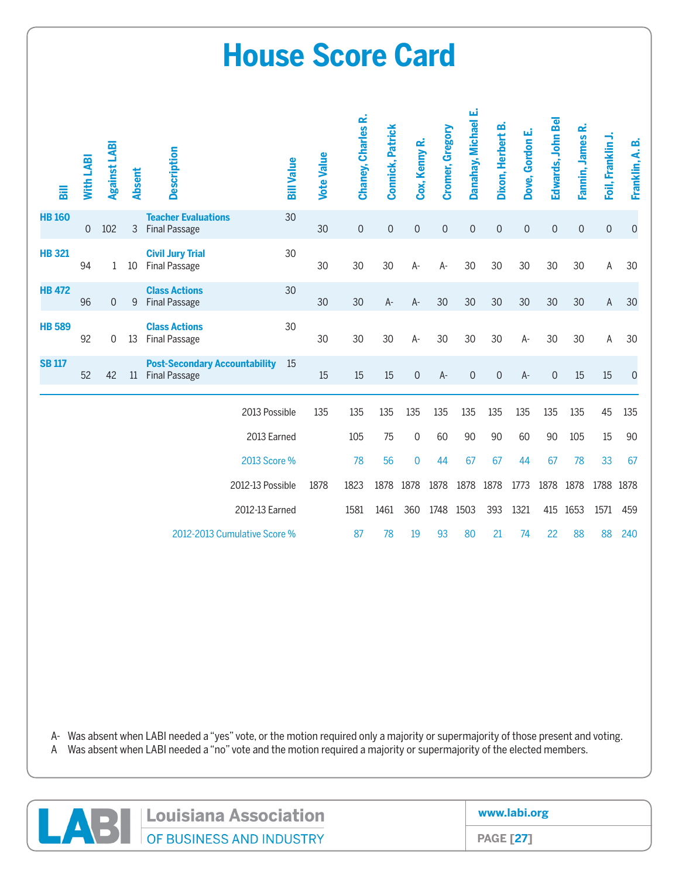# House Score Card

| Bill | With LABI | Against LABI | Absent | Description | Bill Value | Vote Value | Chaney, Charles R. | Connick, Patrick | Cox, Kenny R. | Cromer, Gregory | Danahay, Michael E. | Dixon, Herbert B. | Dove, Gordon E. | Edwards, John Bel | Fannin, James R. | Foil, Franklin J. | Franklin, A. B. |
|---|---|---|---|---|---|---|---|---|---|---|---|---|---|---|---|---|---|
| HB 160 | 0 | 102 | 3 | **Teacher Evaluations** Final Passage | 30 | 30 | 0 | 0 | 0 | 0 | 0 | 0 | 0 | 0 | 0 | 0 | 0 |
| HB 321 | 94 | 1 | 10 | **Civil Jury Trial** Final Passage | 30 | 30 | 30 | 30 | A- | A- | 30 | 30 | 30 | 30 | 30 | A | 30 |
| HB 472 | 96 | 0 | 9 | **Class Actions** Final Passage | 30 | 30 | 30 | A- | A- | 30 | 30 | 30 | 30 | 30 | 30 | A | 30 |
| HB 589 | 92 | 0 | 13 | **Class Actions** Final Passage | 30 | 30 | 30 | 30 | A- | 30 | 30 | 30 | A- | 30 | 30 | A | 30 |
| SB 117 | 52 | 42 | 11 | **Post-Secondary Accountability** Final Passage | 15 | 15 | 15 | 15 | 0 | A- | 0 | 0 | A- | 0 | 15 | 15 | 0 |
| | | | | | | | | | | | | | | | | | |
| | | | | 2013 Possible | | 135 | 135 | 135 | 135 | 135 | 135 | 135 | 135 | 135 | 135 | 45 | 135 |
| | | | | 2013 Earned | | | 105 | 75 | 0 | 60 | 90 | 90 | 60 | 90 | 105 | 15 | 90 |
| | | | | 2013 Score % | | | 78 | 56 | 0 | 44 | 67 | 67 | 44 | 67 | 78 | 33 | 67 |
| | | | | 2012-13 Possible | | 1878 | 1823 | 1878 | 1878 | 1878 | 1878 | 1878 | 1773 | 1878 | 1878 | 1788 | 1878 |
| | | | | 2012-13 Earned | | | 1581 | 1461 | 360 | 1748 | 1503 | 393 | 1321 | 415 | 1653 | 1571 | 459 |
| | | | | 2012-2013 Cumulative Score % | | | 87 | 78 | 19 | 93 | 80 | 21 | 74 | 22 | 88 | 88 | 240 |

A- Was absent when LABI needed a "yes" vote, or the motion required only a majority or supermajority of those present and voting.

A Was absent when LABI needed a "no" vote and the motion required a majority or supermajority of the elected members.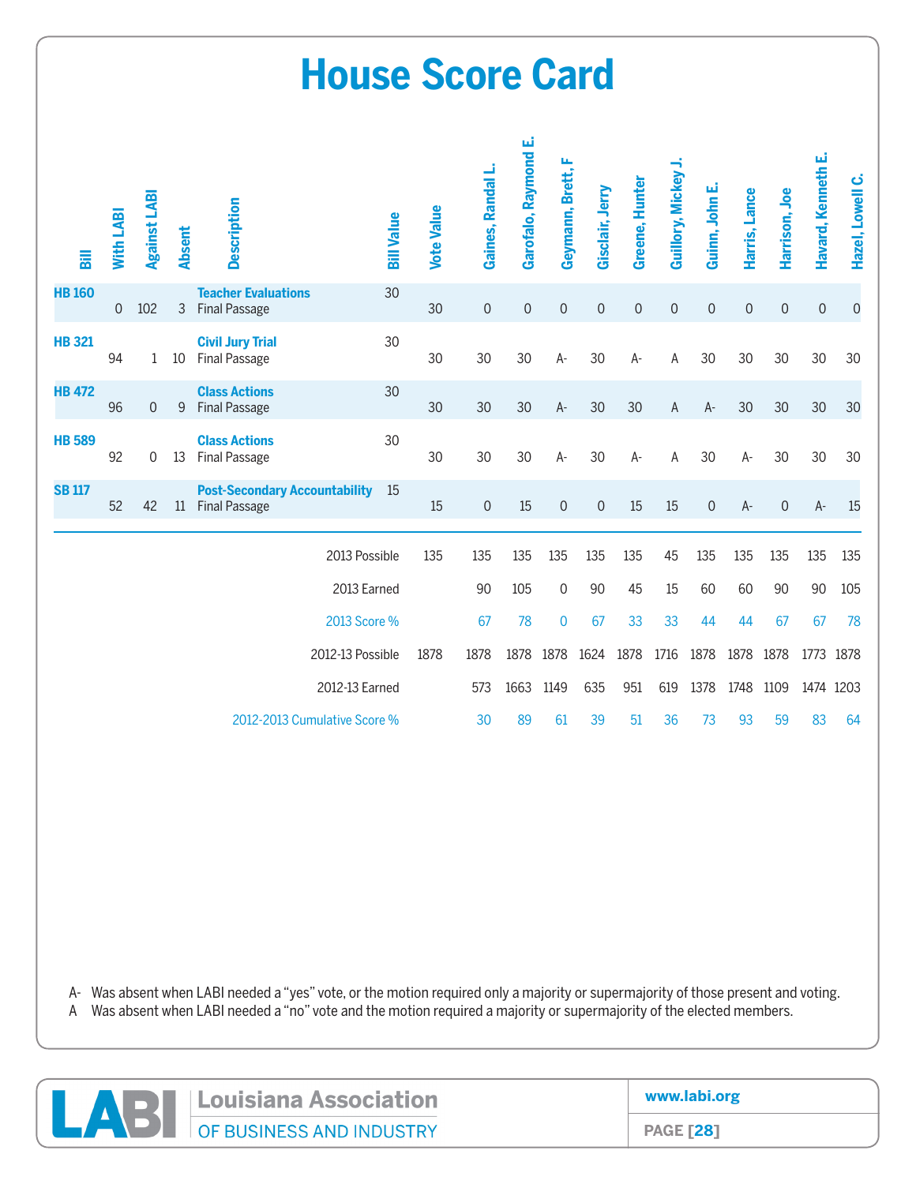# House Score Card

| Bill | With LABI | Against LABI | Absent | Description | Bill Value | Vote Value | Gaines, Randal L. | Garofalo, Raymond E. | Geymann, Brett, F | Gisclair, Jerry | Greene, Hunter | Guillory, Mickey J. | Guinn, John E. | Harris, Lance | Harrison, Joe | Havard, Kenneth E. | Hazel, Lowell C. |
|---|---|---|---|---|---|---|---|---|---|---|---|---|---|---|---|---|---|
| HB 160 | 0 | 102 | 3 | **Teacher Evaluations** Final Passage | 30 | 30 | 0 | 0 | 0 | 0 | 0 | 0 | 0 | 0 | 0 | 0 | 0 |
| HB 321 | 94 | 1 | 10 | **Civil Jury Trial** Final Passage | 30 | 30 | 30 | 30 | A- | 30 | A- | A | 30 | 30 | 30 | 30 | 30 |
| HB 472 | 96 | 0 | 9 | **Class Actions** Final Passage | 30 | 30 | 30 | 30 | A- | 30 | 30 | A | A- | 30 | 30 | 30 | 30 |
| HB 589 | 92 | 0 | 13 | **Class Actions** Final Passage | 30 | 30 | 30 | 30 | A- | 30 | A- | A | 30 | A- | 30 | 30 | 30 |
| SB 117 | 52 | 42 | 11 | **Post-Secondary Accountability** Final Passage | 15 | 15 | 0 | 15 | 0 | 0 | 15 | 15 | 0 | A- | 0 | A- | 15 |
| | | | | 2013 Possible | | 135 | 135 | 135 | 135 | 135 | 135 | 45 | 135 | 135 | 135 | 135 | 135 |
| | | | | 2013 Earned | | | 90 | 105 | 0 | 90 | 45 | 15 | 60 | 60 | 90 | 90 | 105 |
| | | | | 2013 Score % | | | 67 | 78 | 0 | 67 | 33 | 33 | 44 | 44 | 67 | 67 | 78 |
| | | | | 2012-13 Possible | | 1878 | 1878 | 1878 | 1878 | 1624 | 1878 | 1716 | 1878 | 1878 | 1878 | 1773 | 1878 |
| | | | | 2012-13 Earned | | | 573 | 1663 | 1149 | 635 | 951 | 619 | 1378 | 1748 | 1109 | 1474 | 1203 |
| | | | | 2012-2013 Cumulative Score % | | | 30 | 89 | 61 | 39 | 51 | 36 | 73 | 93 | 59 | 83 | 64 |

A- Was absent when LABI needed a "yes" vote, or the motion required only a majority or supermajority of those present and voting.
A Was absent when LABI needed a "no" vote and the motion required a majority or supermajority of the elected members.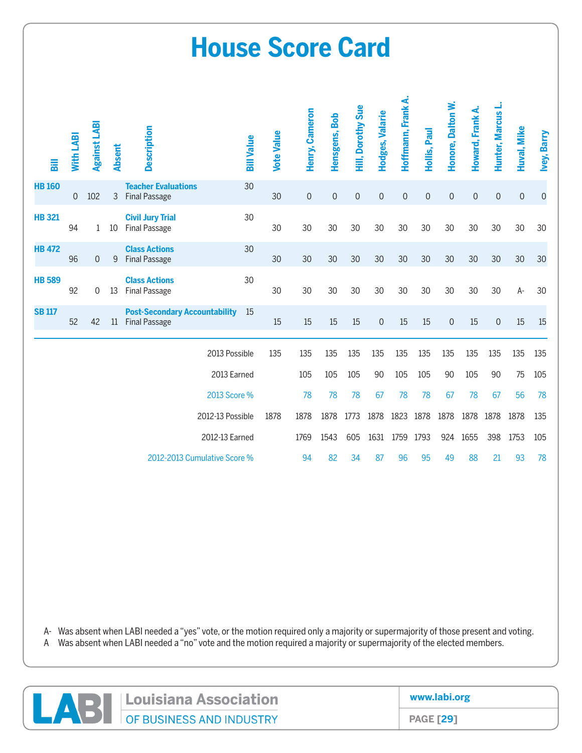# House Score Card

| Bill | With LABI | Against LABI | Absent | Description | Bill Value | Vote Value | Henry, Cameron | Hensgens, Bob | Hill, Dorothy Sue | Hodges, Valarie | Hoffmann, Frank A. | Hollis, Paul | Honore, Dalton W. | Howard, Frank A. | Hunter, Marcus L. | Huval, Mike | Ivey, Barry |
|---|---|---|---|---|---|---|---|---|---|---|---|---|---|---|---|---|---|
| **HB 160** | 0 | 102 | 3 | **Teacher Evaluations** Final Passage | 30 | 30 | 0 | 0 | 0 | 0 | 0 | 0 | 0 | 0 | 0 | 0 | 0 |
| **HB 321** | 94 | 1 | 10 | **Civil Jury Trial** Final Passage | 30 | 30 | 30 | 30 | 30 | 30 | 30 | 30 | 30 | 30 | 30 | 30 | 30 |
| **HB 472** | 96 | 0 | 9 | **Class Actions** Final Passage | 30 | 30 | 30 | 30 | 30 | 30 | 30 | 30 | 30 | 30 | 30 | 30 | 30 |
| **HB 589** | 92 | 0 | 13 | **Class Actions** Final Passage | 30 | 30 | 30 | 30 | 30 | 30 | 30 | 30 | 30 | 30 | 30 | A- | 30 |
| **SB 117** | 52 | 42 | 11 | **Post-Secondary Accountability** Final Passage | 15 | 15 | 15 | 15 | 15 | 0 | 15 | 15 | 0 | 15 | 0 | 15 | 15 |
| | | | | | 2013 Possible | 135 | 135 | 135 | 135 | 135 | 135 | 135 | 135 | 135 | 135 | 135 | 135 |
| | | | | | 2013 Earned | | 105 | 105 | 105 | 90 | 105 | 105 | 90 | 105 | 90 | 75 | 105 |
| | | | | | 2013 Score % | | 78 | 78 | 78 | 67 | 78 | 78 | 67 | 78 | 67 | 56 | 78 |
| | | | | | 2012-13 Possible | 1878 | 1878 | 1878 | 1773 | 1878 | 1823 | 1878 | 1878 | 1878 | 1878 | 1878 | 135 |
| | | | | | 2012-13 Earned | | 1769 | 1543 | 605 | 1631 | 1759 | 1793 | 924 | 1655 | 398 | 1753 | 105 |
| | | | | | 2012-2013 Cumulative Score % | | 94 | 82 | 34 | 87 | 96 | 95 | 49 | 88 | 21 | 93 | 78 |

A- Was absent when LABI needed a "yes" vote, or the motion required only a majority or supermajority of those present and voting.
A Was absent when LABI needed a "no" vote and the motion required a majority or supermajority of the elected members.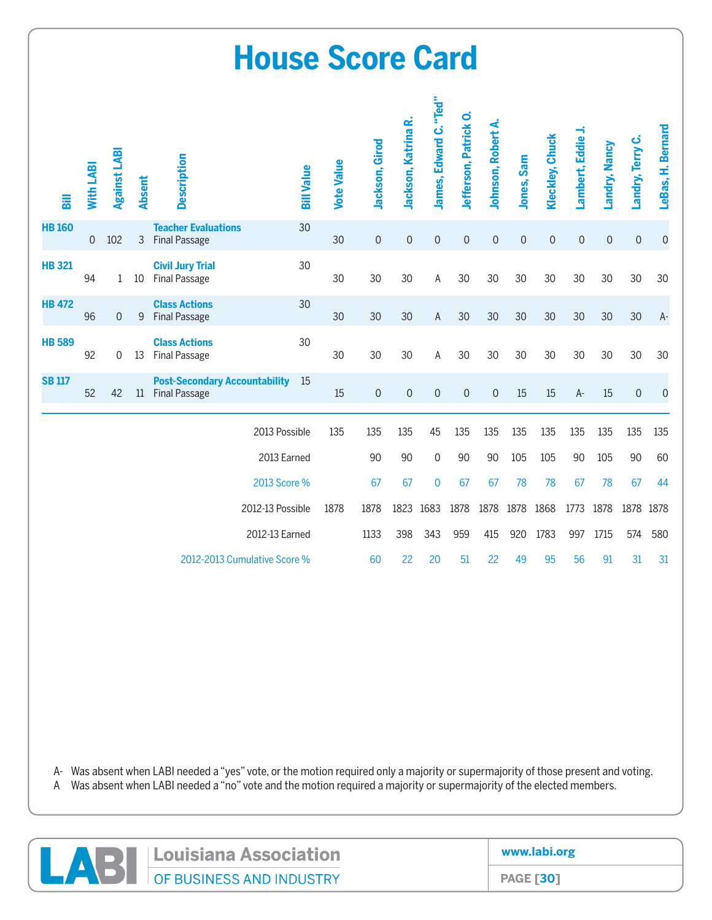# House Score Card

| Bill | With LABI | Against LABI | Absent | Description | Bill Value | Vote Value | Jackson, Girod | Jackson, Katrina R. | James, Edward C. "Ted" | Jefferson, Patrick O. | Johnson, Robert A. | Jones, Sam | Kleckley, Chuck | Lambert, Eddie J. | Landry, Nancy | Landry, Terry C. | LeBas, H. Bernard |
|---|---|---|---|---|---|---|---|---|---|---|---|---|---|---|---|---|---|
| HB 160 | 0 | 102 | 3 | **Teacher Evaluations** Final Passage | 30 | 30 | 0 | 0 | 0 | 0 | 0 | 0 | 0 | 0 | 0 | 0 | 0 |
| HB 321 | 94 | 1 | 10 | **Civil Jury Trial** Final Passage | 30 | 30 | 30 | 30 | A | 30 | 30 | 30 | 30 | 30 | 30 | 30 | 30 |
| HB 472 | 96 | 0 | 9 | **Class Actions** Final Passage | 30 | 30 | 30 | 30 | A | 30 | 30 | 30 | 30 | 30 | 30 | 30 | A- |
| HB 589 | 92 | 0 | 13 | **Class Actions** Final Passage | 30 | 30 | 30 | 30 | A | 30 | 30 | 30 | 30 | 30 | 30 | 30 | 30 |
| SB 117 | 52 | 42 | 11 | **Post-Secondary Accountability** Final Passage | 15 | 15 | 0 | 0 | 0 | 0 | 0 | 15 | 15 | A- | 15 | 0 | 0 |
| | | | | | 2013 Possible | 135 | 135 | 135 | 45 | 135 | 135 | 135 | 135 | 135 | 135 | 135 | 135 |
| | | | | | 2013 Earned | | 90 | 90 | 0 | 90 | 90 | 105 | 105 | 90 | 105 | 90 | 60 |
| | | | | | 2013 Score % | | 67 | 67 | 0 | 67 | 67 | 78 | 78 | 67 | 78 | 67 | 44 |
| | | | | | 2012-13 Possible | 1878 | 1878 | 1823 | 1683 | 1878 | 1878 | 1878 | 1868 | 1773 | 1878 | 1878 | 1878 |
| | | | | | 2012-13 Earned | | 1133 | 398 | 343 | 959 | 415 | 920 | 1783 | 997 | 1715 | 574 | 580 |
| | | | | | 2012-2013 Cumulative Score % | | 60 | 22 | 20 | 51 | 22 | 49 | 95 | 56 | 91 | 31 | 31 |

A- Was absent when LABI needed a "yes" vote, or the motion required only a majority or supermajority of those present and voting.
A Was absent when LABI needed a "no" vote and the motion required a majority or supermajority of the elected members.

LABI Louisiana Association OF BUSINESS AND INDUSTRY | www.labi.org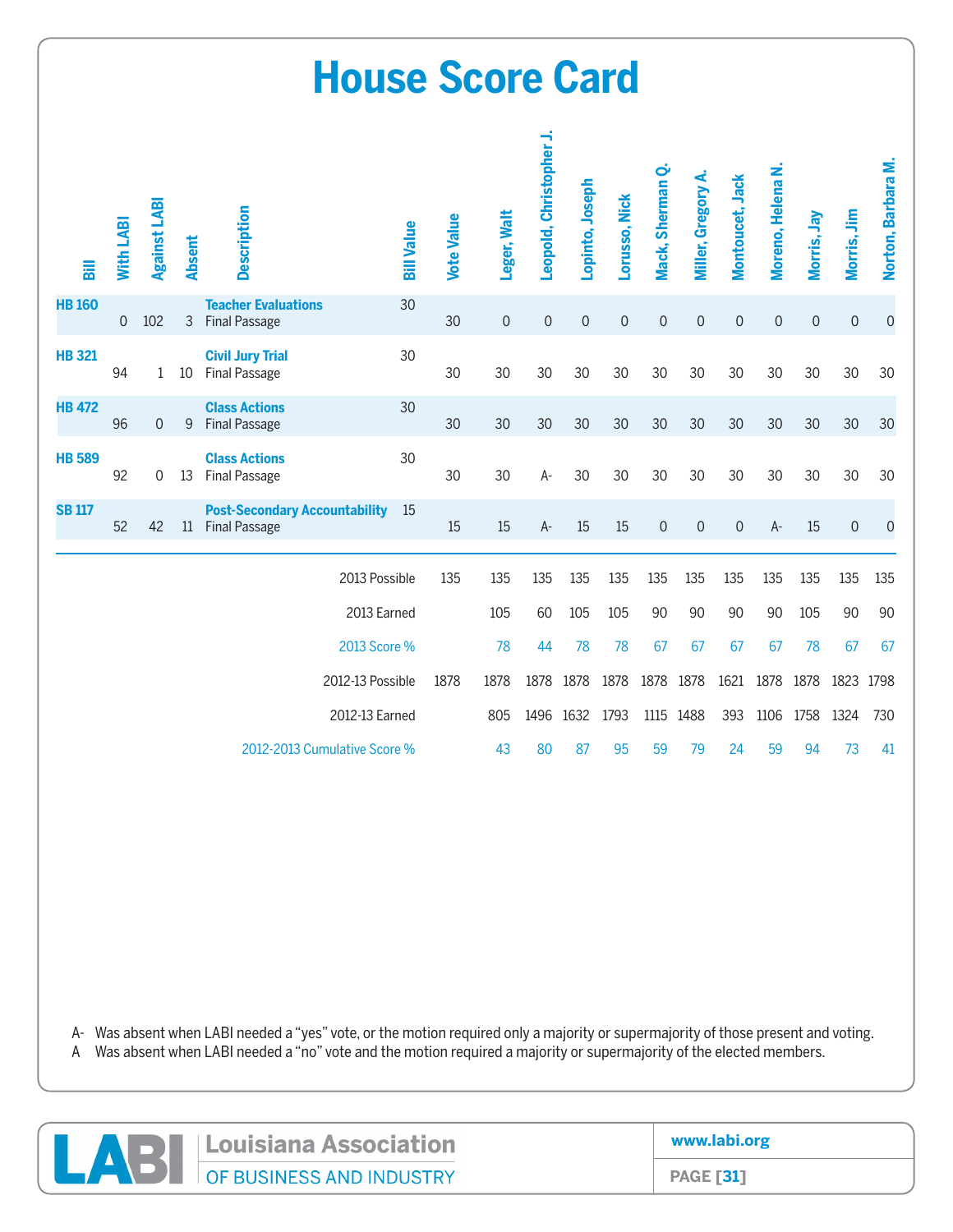# House Score Card

| Bill | With LABI | Against LABI | Absent | Description | Bill Value | Vote Value | Leger, Walt | Leopold, Christopher J. | Lopinto, Joseph | Lorusso, Nick | Mack, Sherman Q. | Miller, Gregory A. | Montoucet, Jack | Moreno, Helena N. | Morris, Jay | Morris, Jim | Norton, Barbara M. |
|---|---|---|---|---|---|---|---|---|---|---|---|---|---|---|---|---|---|
| HB 160 | 0 | 102 | 3 | **Teacher Evaluations** Final Passage | 30 | 30 | 0 | 0 | 0 | 0 | 0 | 0 | 0 | 0 | 0 | 0 | 0 |
| HB 321 | 94 | 1 | 10 | **Civil Jury Trial** Final Passage | 30 | 30 | 30 | 30 | 30 | 30 | 30 | 30 | 30 | 30 | 30 | 30 | 30 |
| HB 472 | 96 | 0 | 9 | **Class Actions** Final Passage | 30 | 30 | 30 | 30 | 30 | 30 | 30 | 30 | 30 | 30 | 30 | 30 | 30 |
| HB 589 | 92 | 0 | 13 | **Class Actions** Final Passage | 30 | 30 | 30 | A- | 30 | 30 | 30 | 30 | 30 | 30 | 30 | 30 | 30 |
| SB 117 | 52 | 42 | 11 | **Post-Secondary Accountability** Final Passage | 15 | 15 | 15 | A- | 15 | 15 | 0 | 0 | 0 | A- | 15 | 0 | 0 |
| | | | | | 2013 Possible | 135 | 135 | 135 | 135 | 135 | 135 | 135 | 135 | 135 | 135 | 135 | 135 |
| | | | | | 2013 Earned | | 105 | 60 | 105 | 105 | 90 | 90 | 90 | 90 | 105 | 90 | 90 |
| | | | | | 2013 Score % | | 78 | 44 | 78 | 78 | 67 | 67 | 67 | 67 | 78 | 67 | 67 |
| | | | | | 2012-13 Possible | 1878 | 1878 | 1878 | 1878 | 1878 | 1878 | 1878 | 1621 | 1878 | 1878 | 1823 | 1798 |
| | | | | | 2012-13 Earned | | 805 | 1496 | 1632 | 1793 | 1115 | 1488 | 393 | 1106 | 1758 | 1324 | 730 |
| | | | | | 2012-2013 Cumulative Score % | | 43 | 80 | 87 | 95 | 59 | 79 | 24 | 59 | 94 | 73 | 41 |

A- Was absent when LABI needed a "yes" vote, or the motion required only a majority or supermajority of those present and voting.
A Was absent when LABI needed a "no" vote and the motion required a majority or supermajority of the elected members.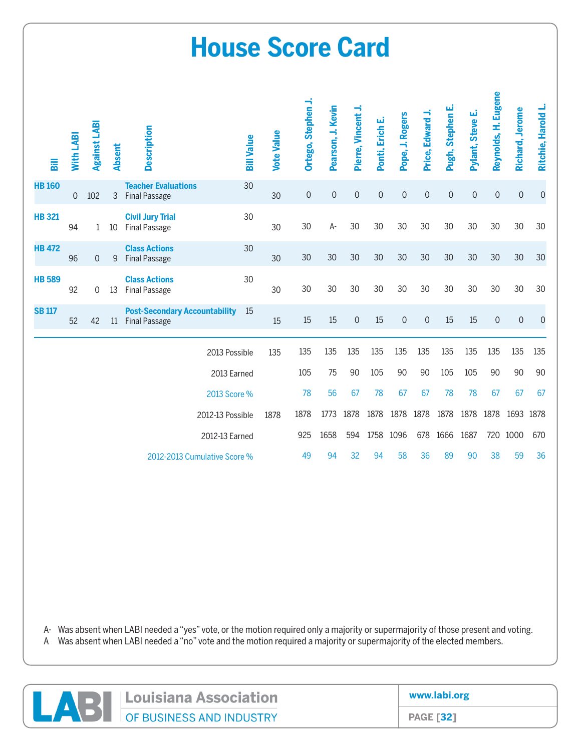# House Score Card

| Bill | With LABI | Against LABI | Absent | Description | Bill Value | Vote Value | Ortego, Stephen J. | Pearson, J. Kevin | Pierre, Vincent J. | Ponti, Erich E. | Pope, J. Rogers | Price, Edward J. | Pugh, Stephen E. | Pylant, Steve E. | Reynolds, H. Eugene | Richard, Jerome | Ritchie, Harold L. |
|---|---|---|---|---|---|---|---|---|---|---|---|---|---|---|---|---|---|
| HB 160 | 0 | 102 | 3 | **Teacher Evaluations** Final Passage | 30 | 30 | 0 | 0 | 0 | 0 | 0 | 0 | 0 | 0 | 0 | 0 | 0 |
| HB 321 | 94 | 1 | 10 | **Civil Jury Trial** Final Passage | 30 | 30 | 30 | A- | 30 | 30 | 30 | 30 | 30 | 30 | 30 | 30 | 30 |
| HB 472 | 96 | 0 | 9 | **Class Actions** Final Passage | 30 | 30 | 30 | 30 | 30 | 30 | 30 | 30 | 30 | 30 | 30 | 30 | 30 |
| HB 589 | 92 | 0 | 13 | **Class Actions** Final Passage | 30 | 30 | 30 | 30 | 30 | 30 | 30 | 30 | 30 | 30 | 30 | 30 | 30 |
| SB 117 | 52 | 42 | 11 | **Post-Secondary Accountability** Final Passage | 15 | 15 | 15 | 15 | 0 | 15 | 0 | 0 | 15 | 15 | 0 | 0 | 0 |
| | | | | 2013 Possible | | 135 | 135 | 135 | 135 | 135 | 135 | 135 | 135 | 135 | 135 | 135 | 135 |
| | | | | 2013 Earned | | | 105 | 75 | 90 | 105 | 90 | 90 | 105 | 105 | 90 | 90 | 90 |
| | | | | 2013 Score % | | | 78 | 56 | 67 | 78 | 67 | 67 | 78 | 78 | 67 | 67 | 67 |
| | | | | 2012-13 Possible | | 1878 | 1878 | 1773 | 1878 | 1878 | 1878 | 1878 | 1878 | 1878 | 1878 | 1693 | 1878 |
| | | | | 2012-13 Earned | | | 925 | 1658 | 594 | 1758 | 1096 | 678 | 1666 | 1687 | 720 | 1000 | 670 |
| | | | | 2012-2013 Cumulative Score % | | | 49 | 94 | 32 | 94 | 58 | 36 | 89 | 90 | 38 | 59 | 36 |

A- Was absent when LABI needed a "yes" vote, or the motion required only a majority or supermajority of those present and voting.

A Was absent when LABI needed a "no" vote and the motion required a majority or supermajority of the elected members.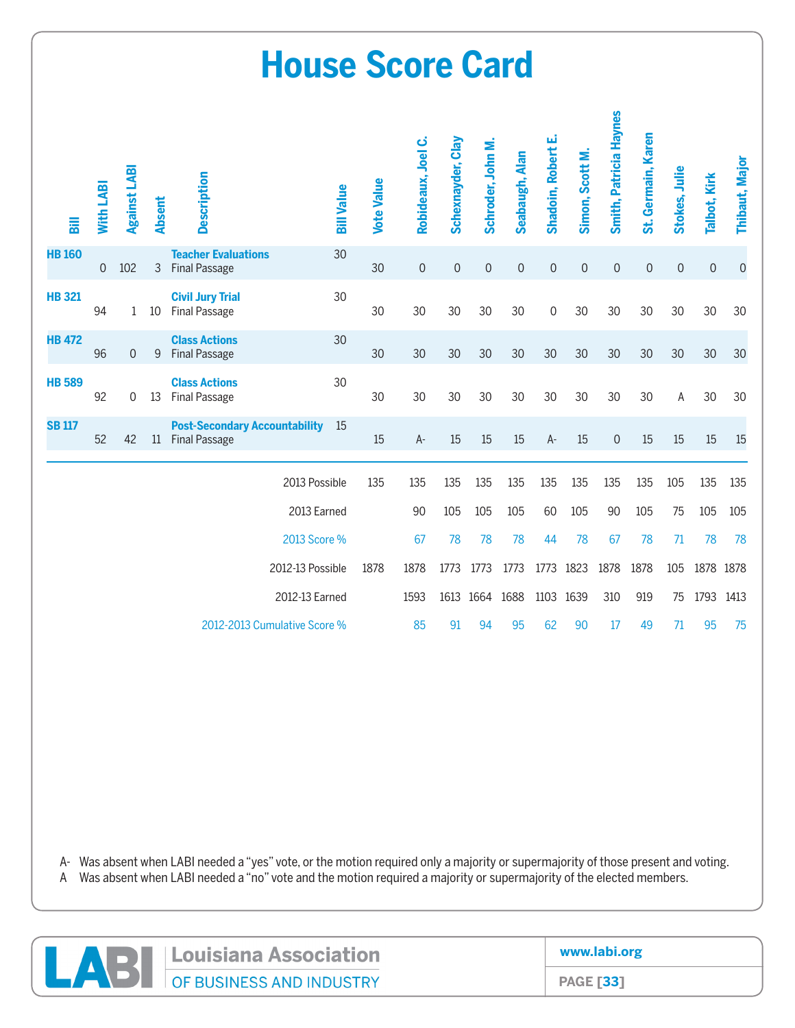# House Score Card

| Bill | With LABI | Against LABI | Absent | Description | Bill Value | Vote Value | Robideaux, Joel C. | Schexnayder, Clay | Schroder, John M. | Seabaugh, Alan | Shadoin, Robert E. | Simon, Scott M. | Smith, Patricia Haynes | St. Germain, Karen | Stokes, Julie | Talbot, Kirk | Thibaut, Major |
|---|---|---|---|---|---|---|---|---|---|---|---|---|---|---|---|---|---|
| HB 160 | 0 | 102 | 3 | **Teacher Evaluations** Final Passage | 30 | 30 | 0 | 0 | 0 | 0 | 0 | 0 | 0 | 0 | 0 | 0 | 0 |
| HB 321 | 94 | 1 | 10 | **Civil Jury Trial** Final Passage | 30 | 30 | 30 | 30 | 30 | 30 | 0 | 30 | 30 | 30 | 30 | 30 | 30 |
| HB 472 | 96 | 0 | 9 | **Class Actions** Final Passage | 30 | 30 | 30 | 30 | 30 | 30 | 30 | 30 | 30 | 30 | 30 | 30 | 30 |
| HB 589 | 92 | 0 | 13 | **Class Actions** Final Passage | 30 | 30 | 30 | 30 | 30 | 30 | 30 | 30 | 30 | 30 | A | 30 | 30 |
| SB 117 | 52 | 42 | 11 | **Post-Secondary Accountability** Final Passage | 15 | 15 | A- | 15 | 15 | 15 | A- | 15 | 0 | 15 | 15 | 15 | 15 |
| | | | | | 2013 Possible | 135 | 135 | 135 | 135 | 135 | 135 | 135 | 135 | 135 | 105 | 135 | 135 |
| | | | | | 2013 Earned | | 90 | 105 | 105 | 105 | 60 | 105 | 90 | 105 | 75 | 105 | 105 |
| | | | | | 2013 Score % | | 67 | 78 | 78 | 78 | 44 | 78 | 67 | 78 | 71 | 78 | 78 |
| | | | | | 2012-13 Possible | 1878 | 1878 | 1773 | 1773 | 1773 | 1773 | 1823 | 1878 | 1878 | 105 | 1878 | 1878 |
| | | | | | 2012-13 Earned | | 1593 | 1613 | 1664 | 1688 | 1103 | 1639 | 310 | 919 | 75 | 1793 | 1413 |
| | | | | | 2012-2013 Cumulative Score % | | 85 | 91 | 94 | 95 | 62 | 90 | 17 | 49 | 71 | 95 | 75 |

A- Was absent when LABI needed a “yes” vote, or the motion required only a majority or supermajority of those present and voting.
A Was absent when LABI needed a “no” vote and the motion required a majority or supermajority of the elected members.

LABI Louisiana Association OF BUSINESS AND INDUSTRY | www.labi.org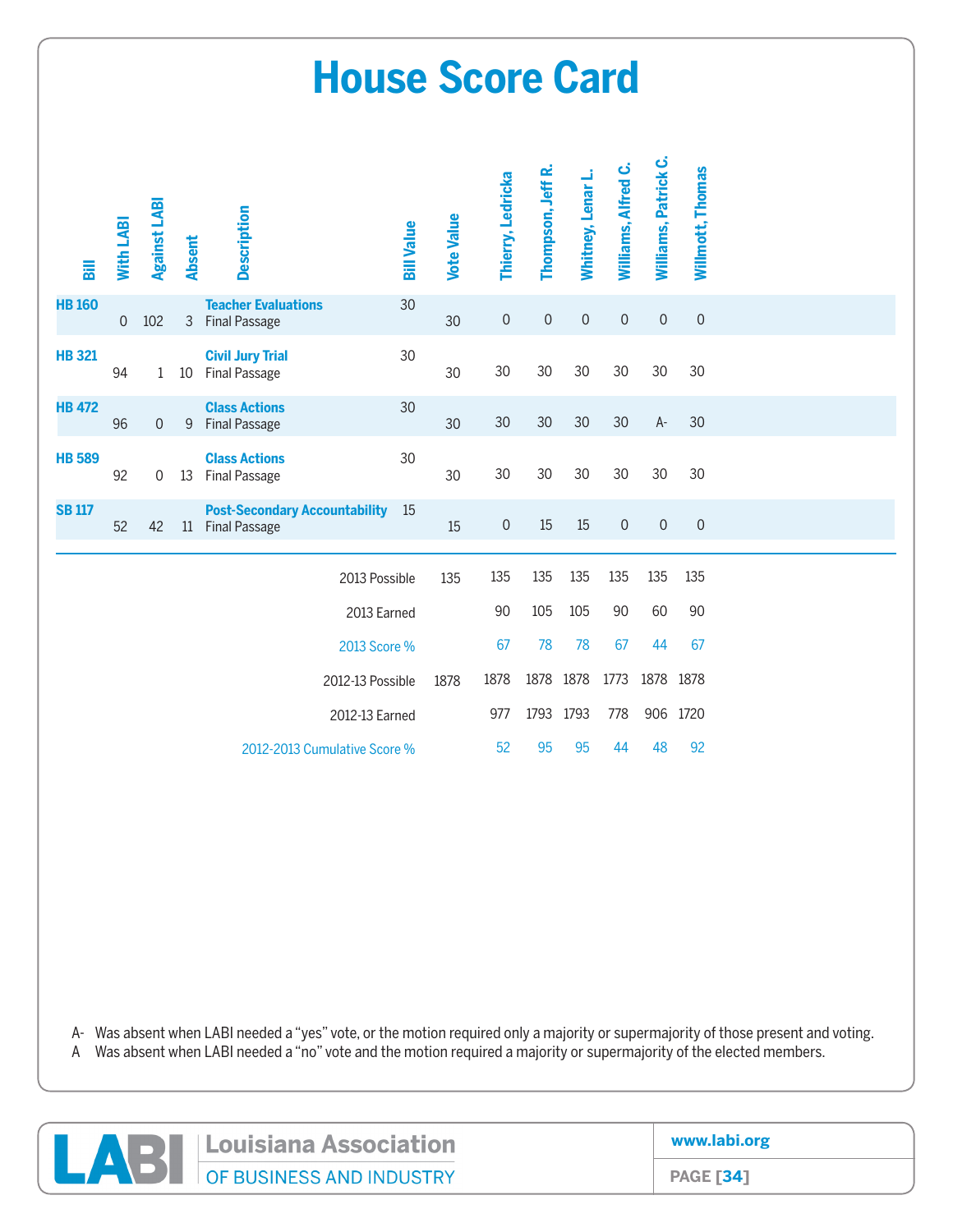# House Score Card

| Bill | With LABI | Against LABI | Absent | Description | Bill Value | Vote Value | Thierry, Ledricka | Thompson, Jeff R. | Whitney, Lenar L. | Williams, Alfred C. | Williams, Patrick C. | Willmott, Thomas |
|---|---|---|---|---|---|---|---|---|---|---|---|---|
| **HB 160** | 0 | 102 | 3 | **Teacher Evaluations** Final Passage | 30 | 30 | 0 | 0 | 0 | 0 | 0 | 0 |
| **HB 321** | 94 | 1 | 10 | **Civil Jury Trial** Final Passage | 30 | 30 | 30 | 30 | 30 | 30 | 30 | 30 |
| **HB 472** | 96 | 0 | 9 | **Class Actions** Final Passage | 30 | 30 | 30 | 30 | 30 | 30 | A- | 30 |
| **HB 589** | 92 | 0 | 13 | **Class Actions** Final Passage | 30 | 30 | 30 | 30 | 30 | 30 | 30 | 30 |
| **SB 117** | 52 | 42 | 11 | **Post-Secondary Accountability** Final Passage | 15 | 15 | 0 | 15 | 15 | 0 | 0 | 0 |
| | | | | | 2013 Possible | 135 | 135 | 135 | 135 | 135 | 135 | 135 |
| | | | | | 2013 Earned | | 90 | 105 | 105 | 90 | 60 | 90 |
| | | | | | 2013 Score % | | 67 | 78 | 78 | 67 | 44 | 67 |
| | | | | | 2012-13 Possible | 1878 | 1878 | 1878 | 1878 | 1773 | 1878 | 1878 |
| | | | | | 2012-13 Earned | | 977 | 1793 | 1793 | 778 | 906 | 1720 |
| | | | | | 2012-2013 Cumulative Score % | | 52 | 95 | 95 | 44 | 48 | 92 |

A- Was absent when LABI needed a "yes" vote, or the motion required only a majority or supermajority of those present and voting.
A Was absent when LABI needed a "no" vote and the motion required a majority or supermajority of the elected members.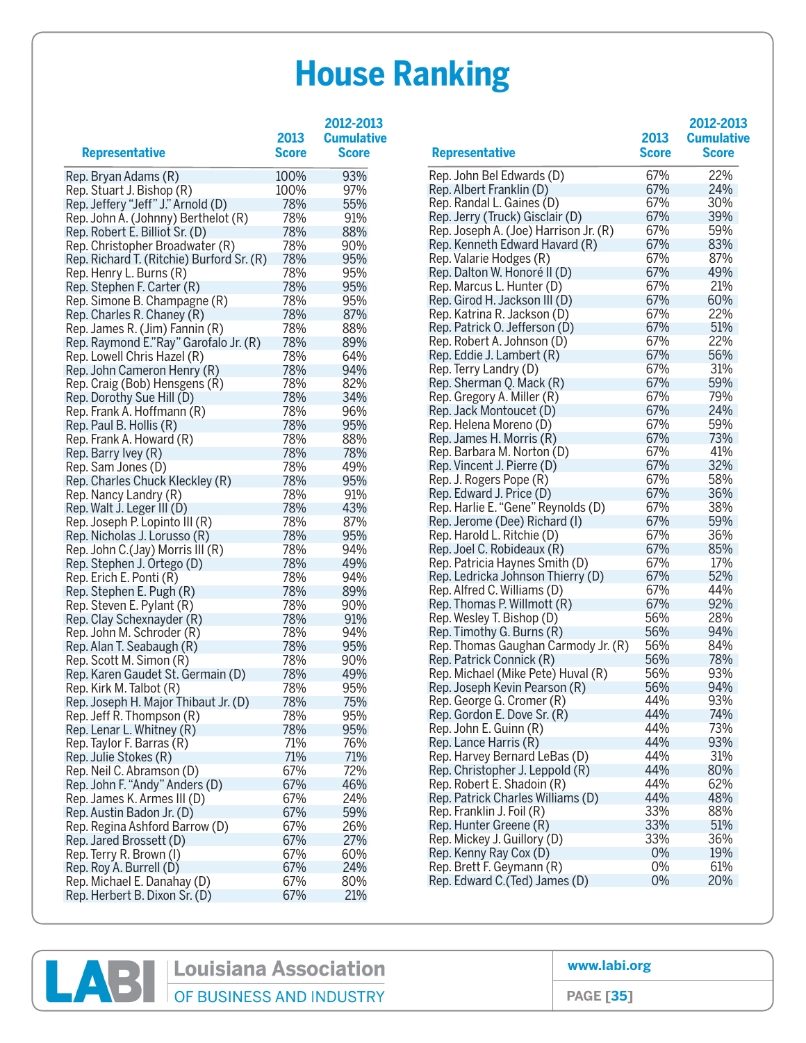# House Ranking

| Representative | 2013 Score | 2012-2013 Cumulative Score |
|---|---|---|
| Rep. Bryan Adams (R) | 100% | 93% |
| Rep. Stuart J. Bishop (R) | 100% | 97% |
| Rep. Jeffery "Jeff" J." Arnold (D) | 78% | 55% |
| Rep. John A. (Johnny) Berthelot (R) | 78% | 91% |
| Rep. Robert E. Billiot Sr. (D) | 78% | 88% |
| Rep. Christopher Broadwater (R) | 78% | 90% |
| Rep. Richard T. (Ritchie) Burford Sr. (R) | 78% | 95% |
| Rep. Henry L. Burns (R) | 78% | 95% |
| Rep. Stephen F. Carter (R) | 78% | 95% |
| Rep. Simone B. Champagne (R) | 78% | 95% |
| Rep. Charles R. Chaney (R) | 78% | 87% |
| Rep. James R. (Jim) Fannin (R) | 78% | 88% |
| Rep. Raymond E."Ray" Garofalo Jr. (R) | 78% | 89% |
| Rep. Lowell Chris Hazel (R) | 78% | 64% |
| Rep. John Cameron Henry (R) | 78% | 94% |
| Rep. Craig (Bob) Hensgens (R) | 78% | 82% |
| Rep. Dorothy Sue Hill (D) | 78% | 34% |
| Rep. Frank A. Hoffmann (R) | 78% | 96% |
| Rep. Paul B. Hollis (R) | 78% | 95% |
| Rep. Frank A. Howard (R) | 78% | 88% |
| Rep. Barry Ivey (R) | 78% | 78% |
| Rep. Sam Jones (D) | 78% | 49% |
| Rep. Charles Chuck Kleckley (R) | 78% | 95% |
| Rep. Nancy Landry (R) | 78% | 91% |
| Rep. Walt J. Leger III (D) | 78% | 43% |
| Rep. Joseph P. Lopinto III (R) | 78% | 87% |
| Rep. Nicholas J. Lorusso (R) | 78% | 95% |
| Rep. John C.(Jay) Morris III (R) | 78% | 94% |
| Rep. Stephen J. Ortego (D) | 78% | 49% |
| Rep. Erich E. Ponti (R) | 78% | 94% |
| Rep. Stephen E. Pugh (R) | 78% | 89% |
| Rep. Steven E. Pylant (R) | 78% | 90% |
| Rep. Clay Schexnayder (R) | 78% | 91% |
| Rep. John M. Schroder (R) | 78% | 94% |
| Rep. Alan T. Seabaugh (R) | 78% | 95% |
| Rep. Scott M. Simon (R) | 78% | 90% |
| Rep. Karen Gaudet St. Germain (D) | 78% | 49% |
| Rep. Kirk M. Talbot (R) | 78% | 95% |
| Rep. Joseph H. Major Thibaut Jr. (D) | 78% | 75% |
| Rep. Jeff R. Thompson (R) | 78% | 95% |
| Rep. Lenar L. Whitney (R) | 78% | 95% |
| Rep. Taylor F. Barras (R) | 71% | 76% |
| Rep. Julie Stokes (R) | 71% | 71% |
| Rep. Neil C. Abramson (D) | 67% | 72% |
| Rep. John F. "Andy" Anders (D) | 67% | 46% |
| Rep. James K. Armes III (D) | 67% | 24% |
| Rep. Austin Badon Jr. (D) | 67% | 59% |
| Rep. Regina Ashford Barrow (D) | 67% | 26% |
| Rep. Jared Brossett (D) | 67% | 27% |
| Rep. Terry R. Brown (I) | 67% | 60% |
| Rep. Roy A. Burrell (D) | 67% | 24% |
| Rep. Michael E. Danahay (D) | 67% | 80% |
| Rep. Herbert B. Dixon Sr. (D) | 67% | 21% |
| Rep. John Bel Edwards (D) | 67% | 22% |
| Rep. Albert Franklin (D) | 67% | 24% |
| Rep. Randal L. Gaines (D) | 67% | 30% |
| Rep. Jerry (Truck) Gisclair (D) | 67% | 39% |
| Rep. Joseph A. (Joe) Harrison Jr. (R) | 67% | 59% |
| Rep. Kenneth Edward Havard (R) | 67% | 83% |
| Rep. Valarie Hodges (R) | 67% | 87% |
| Rep. Dalton W. Honoré II (D) | 67% | 49% |
| Rep. Marcus L. Hunter (D) | 67% | 21% |
| Rep. Girod H. Jackson III (D) | 67% | 60% |
| Rep. Katrina R. Jackson (D) | 67% | 22% |
| Rep. Patrick O. Jefferson (D) | 67% | 51% |
| Rep. Robert A. Johnson (D) | 67% | 22% |
| Rep. Eddie J. Lambert (R) | 67% | 56% |
| Rep. Terry Landry (D) | 67% | 31% |
| Rep. Sherman Q. Mack (R) | 67% | 59% |
| Rep. Gregory A. Miller (R) | 67% | 79% |
| Rep. Jack Montoucet (D) | 67% | 24% |
| Rep. Helena Moreno (D) | 67% | 59% |
| Rep. James H. Morris (R) | 67% | 73% |
| Rep. Barbara M. Norton (D) | 67% | 41% |
| Rep. Vincent J. Pierre (D) | 67% | 32% |
| Rep. J. Rogers Pope (R) | 67% | 58% |
| Rep. Edward J. Price (D) | 67% | 36% |
| Rep. Harlie E. "Gene" Reynolds (D) | 67% | 38% |
| Rep. Jerome (Dee) Richard (I) | 67% | 59% |
| Rep. Harold L. Ritchie (D) | 67% | 36% |
| Rep. Joel C. Robideaux (R) | 67% | 85% |
| Rep. Patricia Haynes Smith (D) | 67% | 17% |
| Rep. Ledricka Johnson Thierry (D) | 67% | 52% |
| Rep. Alfred C. Williams (D) | 67% | 44% |
| Rep. Thomas P. Willmott (R) | 67% | 92% |
| Rep. Wesley T. Bishop (D) | 56% | 28% |
| Rep. Timothy G. Burns (R) | 56% | 94% |
| Rep. Thomas Gaughan Carmody Jr. (R) | 56% | 84% |
| Rep. Patrick Connick (R) | 56% | 78% |
| Rep. Michael (Mike Pete) Huval (R) | 56% | 93% |
| Rep. Joseph Kevin Pearson (R) | 56% | 94% |
| Rep. George G. Cromer (R) | 44% | 93% |
| Rep. Gordon E. Dove Sr. (R) | 44% | 74% |
| Rep. John E. Guinn (R) | 44% | 73% |
| Rep. Lance Harris (R) | 44% | 93% |
| Rep. Harvey Bernard LeBas (D) | 44% | 31% |
| Rep. Christopher J. Leppold (R) | 44% | 80% |
| Rep. Robert E. Shadoin (R) | 44% | 62% |
| Rep. Patrick Charles Williams (D) | 44% | 48% |
| Rep. Franklin J. Foil (R) | 33% | 88% |
| Rep. Hunter Greene (R) | 33% | 51% |
| Rep. Mickey J. Guillory (D) | 33% | 36% |
| Rep. Kenny Ray Cox (D) | 0% | 19% |
| Rep. Brett F. Geymann (R) | 0% | 61% |
| Rep. Edward C.(Ted) James (D) | 0% | 20% |

LABI Louisiana Association OF BUSINESS AND INDUSTRY

www.labi.org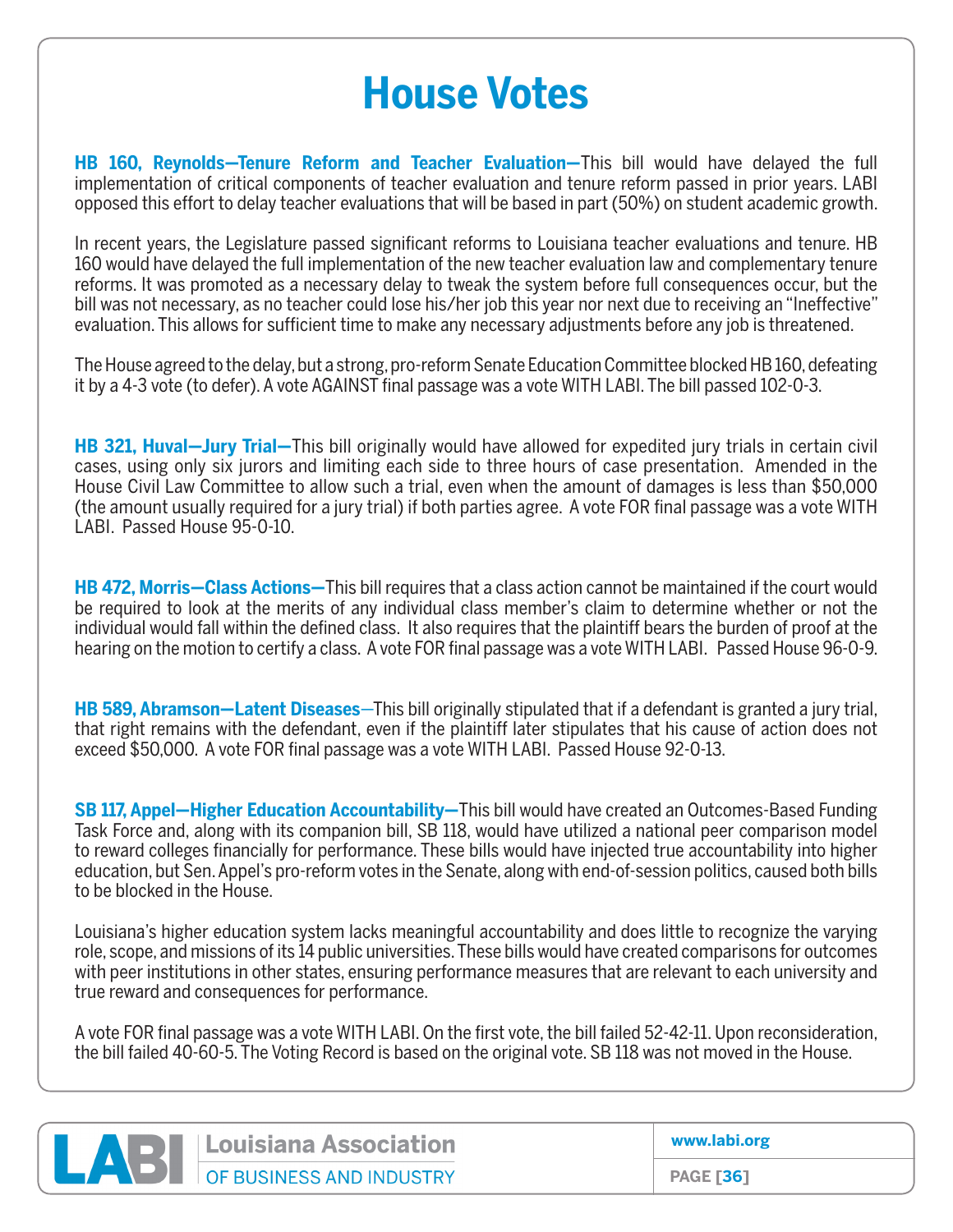# House Votes

**HB 160, Reynolds—Tenure Reform and Teacher Evaluation—**This bill would have delayed the full implementation of critical components of teacher evaluation and tenure reform passed in prior years. LABI opposed this effort to delay teacher evaluations that will be based in part (50%) on student academic growth.

In recent years, the Legislature passed significant reforms to Louisiana teacher evaluations and tenure. HB 160 would have delayed the full implementation of the new teacher evaluation law and complementary tenure reforms. It was promoted as a necessary delay to tweak the system before full consequences occur, but the bill was not necessary, as no teacher could lose his/her job this year nor next due to receiving an "Ineffective" evaluation. This allows for sufficient time to make any necessary adjustments before any job is threatened.

The House agreed to the delay, but a strong, pro-reform Senate Education Committee blocked HB 160, defeating it by a 4-3 vote (to defer). A vote AGAINST final passage was a vote WITH LABI. The bill passed 102-0-3.

**HB 321, Huval—Jury Trial—**This bill originally would have allowed for expedited jury trials in certain civil cases, using only six jurors and limiting each side to three hours of case presentation. Amended in the House Civil Law Committee to allow such a trial, even when the amount of damages is less than $50,000 (the amount usually required for a jury trial) if both parties agree. A vote FOR final passage was a vote WITH LABI. Passed House 95-0-10.

**HB 472, Morris—Class Actions—**This bill requires that a class action cannot be maintained if the court would be required to look at the merits of any individual class member's claim to determine whether or not the individual would fall within the defined class. It also requires that the plaintiff bears the burden of proof at the hearing on the motion to certify a class. A vote FOR final passage was a vote WITH LABI. Passed House 96-0-9.

**HB 589, Abramson—Latent Diseases**—This bill originally stipulated that if a defendant is granted a jury trial, that right remains with the defendant, even if the plaintiff later stipulates that his cause of action does not exceed $50,000. A vote FOR final passage was a vote WITH LABI. Passed House 92-0-13.

**SB 117, Appel—Higher Education Accountability—**This bill would have created an Outcomes-Based Funding Task Force and, along with its companion bill, SB 118, would have utilized a national peer comparison model to reward colleges financially for performance. These bills would have injected true accountability into higher education, but Sen. Appel's pro-reform votes in the Senate, along with end-of-session politics, caused both bills to be blocked in the House.

Louisiana's higher education system lacks meaningful accountability and does little to recognize the varying role, scope, and missions of its 14 public universities. These bills would have created comparisons for outcomes with peer institutions in other states, ensuring performance measures that are relevant to each university and true reward and consequences for performance.

A vote FOR final passage was a vote WITH LABI. On the first vote, the bill failed 52-42-11. Upon reconsideration, the bill failed 40-60-5. The Voting Record is based on the original vote. SB 118 was not moved in the House.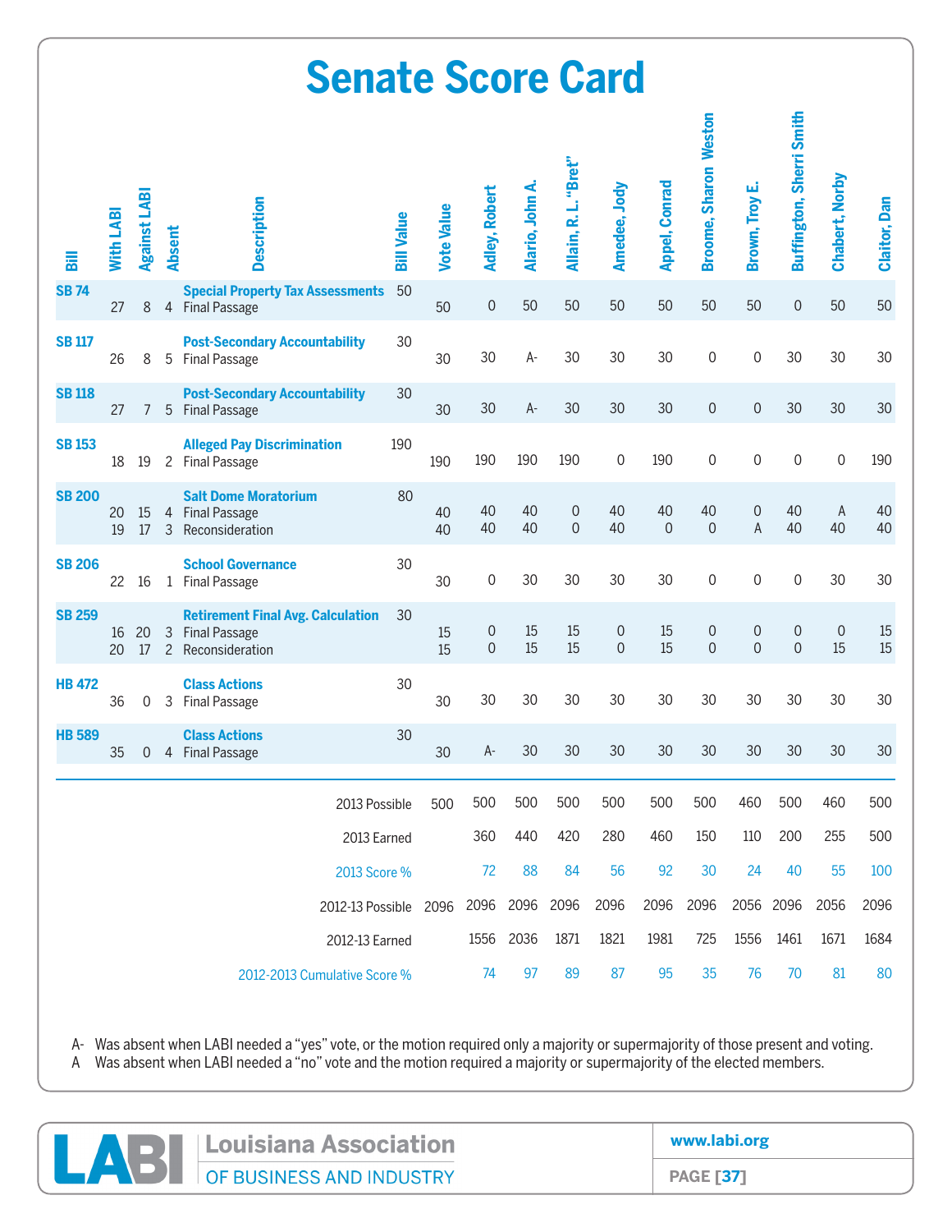# Senate Score Card

| Bill | With LABI | Against LABI | Absent | Description | Bill Value | Vote Value | Adley, Robert | Alario, John A. | Allain, R. L. "Bret" | Amedee, Jody | Appel, Conrad | Broome, Sharon Weston | Brown, Troy E. | Buffington, Sherri Smith | Chabert, Norby | Claitor, Dan |
|---|---|---|---|---|---|---|---|---|---|---|---|---|---|---|---|---|
| SB 74 | | | | Special Property Tax Assessments | 50 | | | | | | | | | | | |
| | 27 | 8 | 4 | Final Passage | | 50 | 0 | 50 | 50 | 50 | 50 | 50 | 50 | 0 | 50 | 50 |
| SB 117 | | | | Post-Secondary Accountability | 30 | | | | | | | | | | | |
| | 26 | 8 | 5 | Final Passage | | 30 | 30 | A- | 30 | 30 | 30 | 0 | 0 | 30 | 30 | 30 |
| SB 118 | | | | Post-Secondary Accountability | 30 | | | | | | | | | | | |
| | 27 | 7 | 5 | Final Passage | | 30 | 30 | A- | 30 | 30 | 30 | 0 | 0 | 30 | 30 | 30 |
| SB 153 | | | | Alleged Pay Discrimination | 190 | | | | | | | | | | | |
| | 18 | 19 | 2 | Final Passage | | 190 | 190 | 190 | 190 | 0 | 190 | 0 | 0 | 0 | 0 | 190 |
| SB 200 | | | | Salt Dome Moratorium | 80 | | | | | | | | | | | |
| | 20 | 15 | 4 | Final Passage | | 40 | 40 | 40 | 0 | 40 | 40 | 40 | 0 | 40 | A | 40 |
| | 19 | 17 | 3 | Reconsideration | | 40 | 40 | 40 | 0 | 40 | 0 | 0 | A | 40 | 40 | 40 |
| SB 206 | | | | School Governance | 30 | | | | | | | | | | | |
| | 22 | 16 | 1 | Final Passage | | 30 | 0 | 30 | 30 | 30 | 30 | 0 | 0 | 0 | 30 | 30 |
| SB 259 | | | | Retirement Final Avg. Calculation | 30 | | | | | | | | | | | |
| | 16 | 20 | 3 | Final Passage | | 15 | 0 | 15 | 15 | 0 | 15 | 0 | 0 | 0 | 0 | 15 |
| | 20 | 17 | 2 | Reconsideration | | 15 | 0 | 15 | 15 | 0 | 15 | 0 | 0 | 0 | 15 | 15 |
| HB 472 | | | | Class Actions | 30 | | | | | | | | | | | |
| | 36 | 0 | 3 | Final Passage | | 30 | 30 | 30 | 30 | 30 | 30 | 30 | 30 | 30 | 30 | 30 |
| HB 589 | | | | Class Actions | 30 | | | | | | | | | | | |
| | 35 | 0 | 4 | Final Passage | | 30 | A- | 30 | 30 | 30 | 30 | 30 | 30 | 30 | 30 | 30 |
| | | | | 2013 Possible | | 500 | 500 | 500 | 500 | 500 | 500 | 500 | 460 | 500 | 460 | 500 |
| | | | | 2013 Earned | | | 360 | 440 | 420 | 280 | 460 | 150 | 110 | 200 | 255 | 500 |
| | | | | 2013 Score % | | | 72 | 88 | 84 | 56 | 92 | 30 | 24 | 40 | 55 | 100 |
| | | | | 2012-13 Possible | | 2096 | 2096 | 2096 | 2096 | 2096 | 2096 | 2096 | 2056 | 2096 | 2056 | 2096 |
| | | | | 2012-13 Earned | | | 1556 | 2036 | 1871 | 1821 | 1981 | 725 | 1556 | 1461 | 1671 | 1684 |
| | | | | 2012-2013 Cumulative Score % | | | 74 | 97 | 89 | 87 | 95 | 35 | 76 | 70 | 81 | 80 |

A- Was absent when LABI needed a "yes" vote, or the motion required only a majority or supermajority of those present and voting.
A Was absent when LABI needed a "no" vote and the motion required a majority or supermajority of the elected members.

LABI Louisiana Association OF BUSINESS AND INDUSTRY

www.labi.org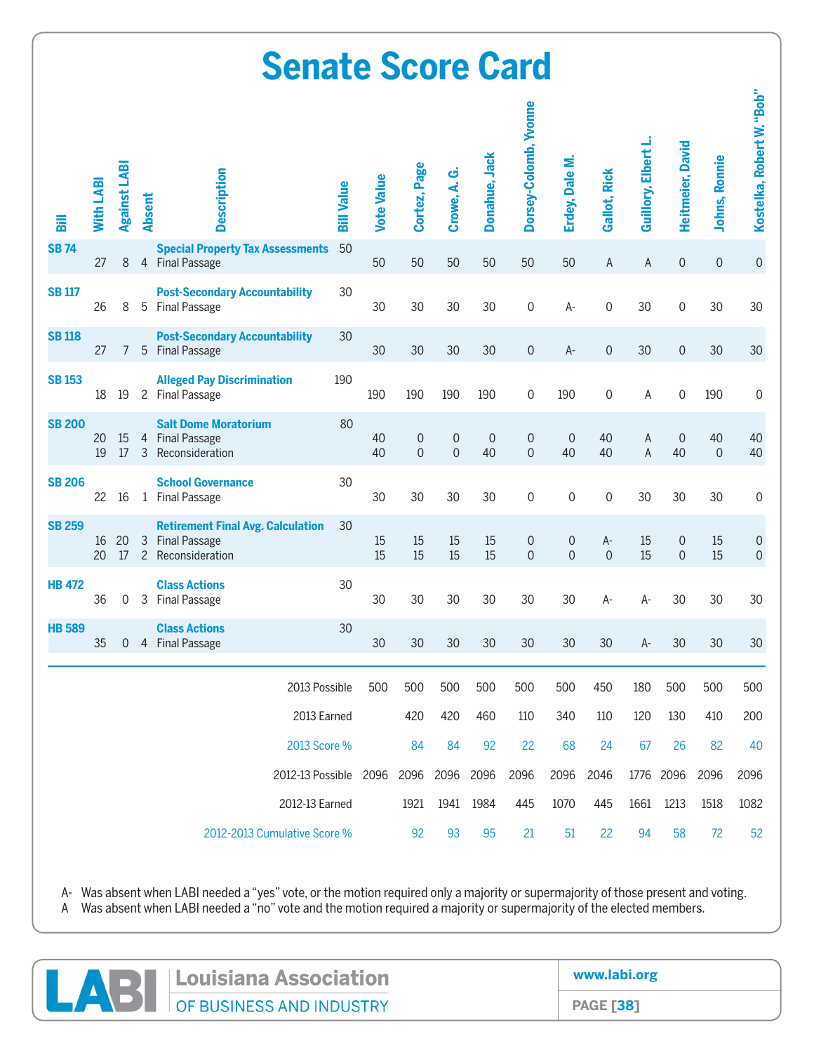# Senate Score Card

| Bill | With LABI | Against LABI | Absent | Description | Bill Value | Vote Value | Cortez, Page | Crowe, A. G. | Donahue, Jack | Dorsey-Colomb, Yvonne | Erdey, Dale M. | Gallot, Rick | Guillory, Elbert L. | Heitmeier, David | Johns, Ronnie | Kostelka, Robert W. "Bob" |
|---|---|---|---|---|---|---|---|---|---|---|---|---|---|---|---|---|
| SB 74 | | | | Special Property Tax Assessments | 50 | | | | | | | | | | | |
| | 27 | 8 | 4 | Final Passage | | 50 | 50 | 50 | 50 | 50 | 50 | A | A | 0 | 0 | 0 |
| SB 117 | | | | Post-Secondary Accountability | 30 | | | | | | | | | | | |
| | 26 | 8 | 5 | Final Passage | | 30 | 30 | 30 | 30 | 0 | A- | 0 | 30 | 0 | 30 | 30 |
| SB 118 | | | | Post-Secondary Accountability | 30 | | | | | | | | | | | |
| | 27 | 7 | 5 | Final Passage | | 30 | 30 | 30 | 30 | 0 | A- | 0 | 30 | 0 | 30 | 30 |
| SB 153 | | | | Alleged Pay Discrimination | 190 | | | | | | | | | | | |
| | 18 | 19 | 2 | Final Passage | | 190 | 190 | 190 | 190 | 0 | 190 | 0 | A | 0 | 190 | 0 |
| SB 200 | | | | Salt Dome Moratorium | 80 | | | | | | | | | | | |
| | 20 | 15 | 4 | Final Passage | | 40 | 0 | 0 | 0 | 0 | 0 | 40 | A | 0 | 40 | 40 |
| | 19 | 17 | 3 | Reconsideration | | 40 | 0 | 0 | 40 | 0 | 40 | 40 | A | 40 | 0 | 40 |
| SB 206 | | | | School Governance | 30 | | | | | | | | | | | |
| | 22 | 16 | 1 | Final Passage | | 30 | 30 | 30 | 30 | 0 | 0 | 0 | 30 | 30 | 30 | 0 |
| SB 259 | | | | Retirement Final Avg. Calculation | 30 | | | | | | | | | | | |
| | 16 | 20 | 3 | Final Passage | | 15 | 15 | 15 | 15 | 0 | 0 | A- | 15 | 0 | 15 | 0 |
| | 20 | 17 | 2 | Reconsideration | | 15 | 15 | 15 | 15 | 0 | 0 | 0 | 15 | 0 | 15 | 0 |
| HB 472 | | | | Class Actions | 30 | | | | | | | | | | | |
| | 36 | 0 | 3 | Final Passage | | 30 | 30 | 30 | 30 | 30 | 30 | A- | A- | 30 | 30 | 30 |
| HB 589 | | | | Class Actions | 30 | | | | | | | | | | | |
| | 35 | 0 | 4 | Final Passage | | 30 | 30 | 30 | 30 | 30 | 30 | 30 | A- | 30 | 30 | 30 |
| | | | | 2013 Possible | | 500 | 500 | 500 | 500 | 500 | 500 | 450 | 180 | 500 | 500 | 500 |
| | | | | 2013 Earned | | | 420 | 420 | 460 | 110 | 340 | 110 | 120 | 130 | 410 | 200 |
| | | | | 2013 Score % | | | 84 | 84 | 92 | 22 | 68 | 24 | 67 | 26 | 82 | 40 |
| | | | | 2012-13 Possible | | 2096 | 2096 | 2096 | 2096 | 2096 | 2096 | 2046 | 1776 | 2096 | 2096 | 2096 |
| | | | | 2012-13 Earned | | | 1921 | 1941 | 1984 | 445 | 1070 | 445 | 1661 | 1213 | 1518 | 1082 |
| | | | | 2012-2013 Cumulative Score % | | | 92 | 93 | 95 | 21 | 51 | 22 | 94 | 58 | 72 | 52 |

A- Was absent when LABI needed a "yes" vote, or the motion required only a majority or supermajority of those present and voting.
A Was absent when LABI needed a "no" vote and the motion required a majority or supermajority of the elected members.

LABI Louisiana Association OF BUSINESS AND INDUSTRY | www.labi.org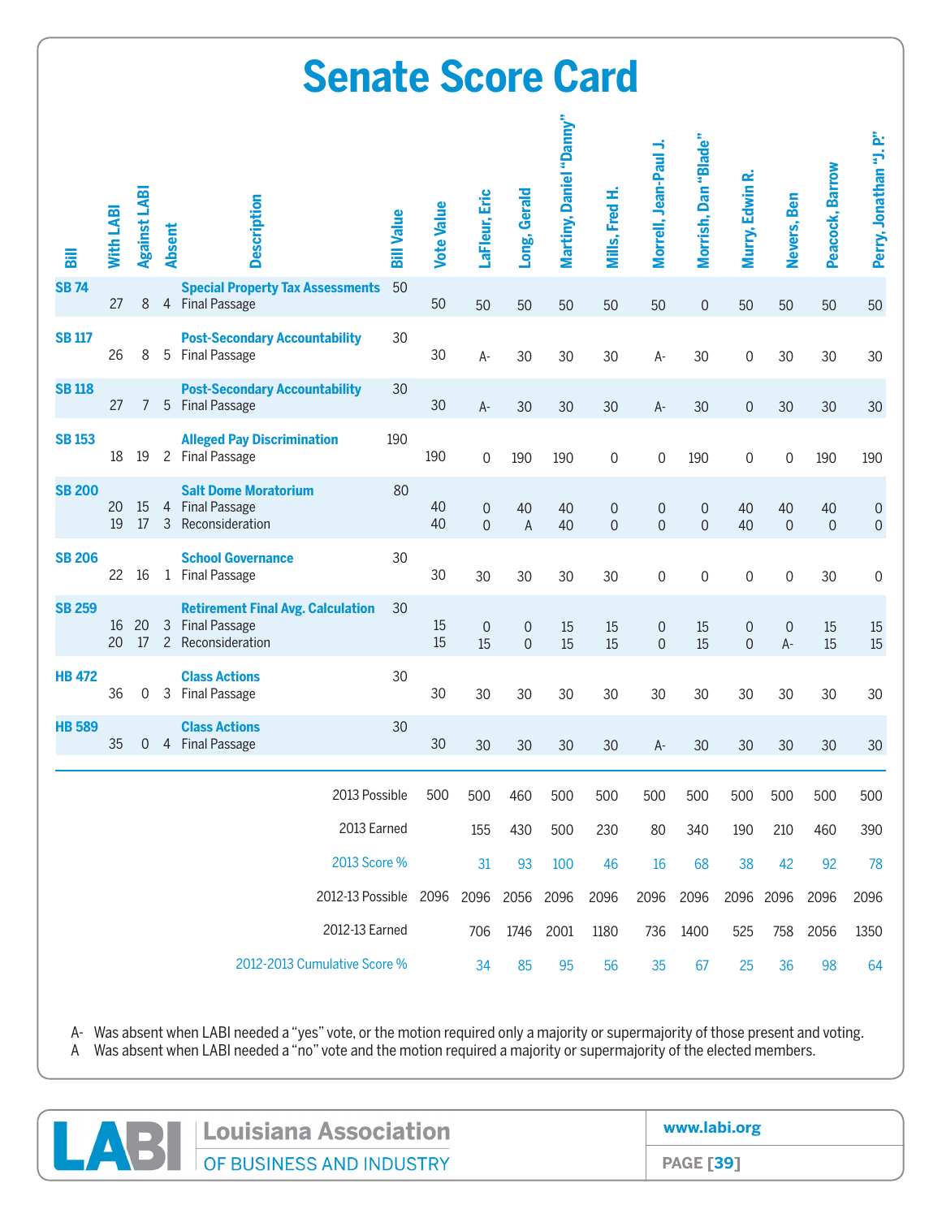# Senate Score Card

| Bill | With LABI | Against LABI | Absent | Description | Bill Value | Vote Value | LaFleur, Eric | Long, Gerald | Martiny, Daniel "Danny" | Mills, Fred H. | Morrell, Jean-Paul J. | Morrish, Dan "Blade" | Murry, Edwin R. | Nevers, Ben | Peacock, Barrow | Perry, Jonathan "J. P." |
|---|---|---|---|---|---|---|---|---|---|---|---|---|---|---|---|---|
| SB 74 | | | | **Special Property Tax Assessments** | 50 | | | | | | | | | | | |
| | 27 | 8 | 4 | Final Passage | | 50 | 50 | 50 | 50 | 50 | 50 | 0 | 50 | 50 | 50 | 50 |
| SB 117 | | | | **Post-Secondary Accountability** | 30 | | | | | | | | | | | |
| | 26 | 8 | 5 | Final Passage | | 30 | A- | 30 | 30 | 30 | A- | 30 | 0 | 30 | 30 | 30 |
| SB 118 | | | | **Post-Secondary Accountability** | 30 | | | | | | | | | | | |
| | 27 | 7 | 5 | Final Passage | | 30 | A- | 30 | 30 | 30 | A- | 30 | 0 | 30 | 30 | 30 |
| SB 153 | | | | **Alleged Pay Discrimination** | 190 | | | | | | | | | | | |
| | 18 | 19 | 2 | Final Passage | | 190 | 0 | 190 | 190 | 0 | 0 | 190 | 0 | 0 | 190 | 190 |
| SB 200 | | | | **Salt Dome Moratorium** | 80 | | | | | | | | | | | |
| | 20 | 15 | 4 | Final Passage | | 40 | 0 | 40 | 40 | 0 | 0 | 0 | 40 | 40 | 40 | 0 |
| | 19 | 17 | 3 | Reconsideration | | 40 | 0 | A | 40 | 0 | 0 | 0 | 40 | 0 | 0 | 0 |
| SB 206 | | | | **School Governance** | 30 | | | | | | | | | | | |
| | 22 | 16 | 1 | Final Passage | | 30 | 30 | 30 | 30 | 30 | 0 | 0 | 0 | 0 | 30 | 0 |
| SB 259 | | | | **Retirement Final Avg. Calculation** | 30 | | | | | | | | | | | |
| | 16 | 20 | 3 | Final Passage | | 15 | 0 | 0 | 15 | 15 | 0 | 15 | 0 | 0 | 15 | 15 |
| | 20 | 17 | 2 | Reconsideration | | 15 | 15 | 0 | 15 | 15 | 0 | 15 | 0 | A- | 15 | 15 |
| HB 472 | | | | **Class Actions** | 30 | | | | | | | | | | | |
| | 36 | 0 | 3 | Final Passage | | 30 | 30 | 30 | 30 | 30 | 30 | 30 | 30 | 30 | 30 | 30 |
| HB 589 | | | | **Class Actions** | 30 | | | | | | | | | | | |
| | 35 | 0 | 4 | Final Passage | | 30 | 30 | 30 | 30 | 30 | A- | 30 | 30 | 30 | 30 | 30 |
| | | | | 2013 Possible | | 500 | 500 | 460 | 500 | 500 | 500 | 500 | 500 | 500 | 500 | 500 |
| | | | | 2013 Earned | | | 155 | 430 | 500 | 230 | 80 | 340 | 190 | 210 | 460 | 390 |
| | | | | 2013 Score % | | | 31 | 93 | 100 | 46 | 16 | 68 | 38 | 42 | 92 | 78 |
| | | | | 2012-13 Possible | | 2096 | 2096 | 2056 | 2096 | 2096 | 2096 | 2096 | 2096 | 2096 | 2096 | 2096 |
| | | | | 2012-13 Earned | | | 706 | 1746 | 2001 | 1180 | 736 | 1400 | 525 | 758 | 2056 | 1350 |
| | | | | 2012-2013 Cumulative Score % | | | 34 | 85 | 95 | 56 | 35 | 67 | 25 | 36 | 98 | 64 |

A- Was absent when LABI needed a "yes" vote, or the motion required only a majority or supermajority of those present and voting.
A Was absent when LABI needed a "no" vote and the motion required a majority or supermajority of the elected members.

LABI Louisiana Association OF BUSINESS AND INDUSTRY | www.labi.org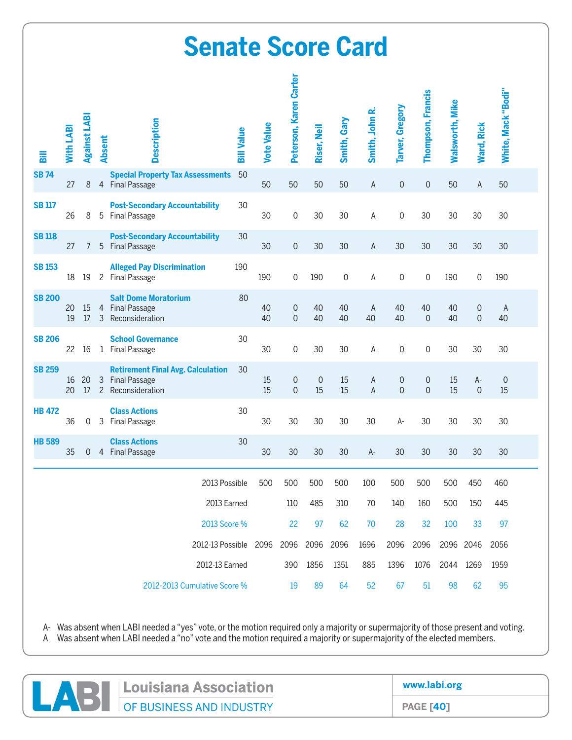# Senate Score Card

| Bill | With LABI | Against LABI | Absent | Description | Bill Value | Vote Value | Peterson, Karen Carter | Riser, Neil | Smith, Gary | Smith, John R. | Tarver, Gregory | Thompson, Francis | Walsworth, Mike | Ward, Rick | White, Mack "Bodi" |
|---|---|---|---|---|---|---|---|---|---|---|---|---|---|---|---|
| **SB 74** | | | | **Special Property Tax Assessments** | 50 | | | | | | | | | | |
| | 27 | 8 | 4 | Final Passage | | 50 | 50 | 50 | 50 | A | 0 | 0 | 50 | A | 50 |
| **SB 117** | | | | **Post-Secondary Accountability** | 30 | | | | | | | | | | |
| | 26 | 8 | 5 | Final Passage | | 30 | 0 | 30 | 30 | A | 0 | 30 | 30 | 30 | 30 |
| **SB 118** | | | | **Post-Secondary Accountability** | 30 | | | | | | | | | | |
| | 27 | 7 | 5 | Final Passage | | 30 | 0 | 30 | 30 | A | 30 | 30 | 30 | 30 | 30 |
| **SB 153** | | | | **Alleged Pay Discrimination** | 190 | | | | | | | | | | |
| | 18 | 19 | 2 | Final Passage | | 190 | 0 | 190 | 0 | A | 0 | 0 | 190 | 0 | 190 |
| **SB 200** | | | | **Salt Dome Moratorium** | 80 | | | | | | | | | | |
| | 20 | 15 | 4 | Final Passage | | 40 | 0 | 40 | 40 | A | 40 | 40 | 40 | 0 | A |
| | 19 | 17 | 3 | Reconsideration | | 40 | 0 | 40 | 40 | 40 | 40 | 0 | 40 | 0 | 40 |
| **SB 206** | | | | **School Governance** | 30 | | | | | | | | | | |
| | 22 | 16 | 1 | Final Passage | | 30 | 0 | 30 | 30 | A | 0 | 0 | 30 | 30 | 30 |
| **SB 259** | | | | **Retirement Final Avg. Calculation** | 30 | | | | | | | | | | |
| | 16 | 20 | 3 | Final Passage | | 15 | 0 | 0 | 15 | A | 0 | 0 | 15 | A- | 0 |
| | 20 | 17 | 2 | Reconsideration | | 15 | 0 | 15 | 15 | A | 0 | 0 | 15 | 0 | 15 |
| **HB 472** | | | | **Class Actions** | 30 | | | | | | | | | | |
| | 36 | 0 | 3 | Final Passage | | 30 | 30 | 30 | 30 | 30 | A- | 30 | 30 | 30 | 30 |
| **HB 589** | | | | **Class Actions** | 30 | | | | | | | | | | |
| | 35 | 0 | 4 | Final Passage | | 30 | 30 | 30 | 30 | A- | 30 | 30 | 30 | 30 | 30 |
| | | | | 2013 Possible | | 500 | 500 | 500 | 500 | 100 | 500 | 500 | 500 | 450 | 460 |
| | | | | 2013 Earned | | | 110 | 485 | 310 | 70 | 140 | 160 | 500 | 150 | 445 |
| | | | | 2013 Score % | | | 22 | 97 | 62 | 70 | 28 | 32 | 100 | 33 | 97 |
| | | | | 2012-13 Possible | | 2096 | 2096 | 2096 | 2096 | 1696 | 2096 | 2096 | 2096 | 2046 | 2056 |
| | | | | 2012-13 Earned | | | 390 | 1856 | 1351 | 885 | 1396 | 1076 | 2044 | 1269 | 1959 |
| | | | | 2012-2013 Cumulative Score % | | | 19 | 89 | 64 | 52 | 67 | 51 | 98 | 62 | 95 |

A- Was absent when LABI needed a "yes" vote, or the motion required only a majority or supermajority of those present and voting.
A Was absent when LABI needed a "no" vote and the motion required a majority or supermajority of the elected members.

LABI Louisiana Association OF BUSINESS AND INDUSTRY | www.labi.org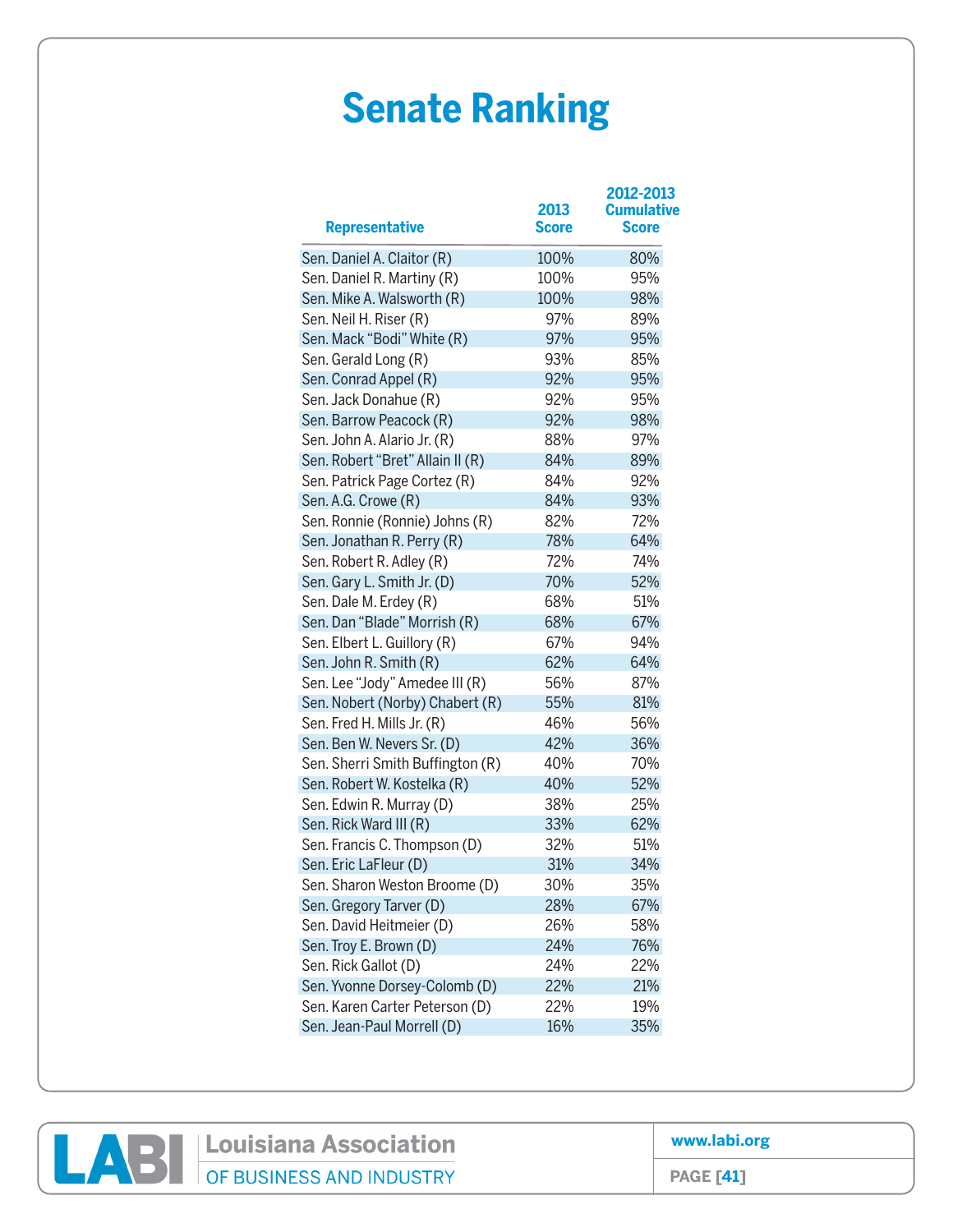# Senate Ranking

| Representative | 2013 Score | 2012-2013 Cumulative Score |
|---|---|---|
| Sen. Daniel A. Claitor (R) | 100% | 80% |
| Sen. Daniel R. Martiny (R) | 100% | 95% |
| Sen. Mike A. Walsworth (R) | 100% | 98% |
| Sen. Neil H. Riser (R) | 97% | 89% |
| Sen. Mack “Bodi” White (R) | 97% | 95% |
| Sen. Gerald Long (R) | 93% | 85% |
| Sen. Conrad Appel (R) | 92% | 95% |
| Sen. Jack Donahue (R) | 92% | 95% |
| Sen. Barrow Peacock (R) | 92% | 98% |
| Sen. John A. Alario Jr. (R) | 88% | 97% |
| Sen. Robert “Bret” Allain II (R) | 84% | 89% |
| Sen. Patrick Page Cortez (R) | 84% | 92% |
| Sen. A.G. Crowe (R) | 84% | 93% |
| Sen. Ronnie (Ronnie) Johns (R) | 82% | 72% |
| Sen. Jonathan R. Perry (R) | 78% | 64% |
| Sen. Robert R. Adley (R) | 72% | 74% |
| Sen. Gary L. Smith Jr. (D) | 70% | 52% |
| Sen. Dale M. Erdey (R) | 68% | 51% |
| Sen. Dan “Blade” Morrish (R) | 68% | 67% |
| Sen. Elbert L. Guillory (R) | 67% | 94% |
| Sen. John R. Smith (R) | 62% | 64% |
| Sen. Lee “Jody” Amedee III (R) | 56% | 87% |
| Sen. Nobert (Norby) Chabert (R) | 55% | 81% |
| Sen. Fred H. Mills Jr. (R) | 46% | 56% |
| Sen. Ben W. Nevers Sr. (D) | 42% | 36% |
| Sen. Sherri Smith Buffington (R) | 40% | 70% |
| Sen. Robert W. Kostelka (R) | 40% | 52% |
| Sen. Edwin R. Murray (D) | 38% | 25% |
| Sen. Rick Ward III (R) | 33% | 62% |
| Sen. Francis C. Thompson (D) | 32% | 51% |
| Sen. Eric LaFleur (D) | 31% | 34% |
| Sen. Sharon Weston Broome (D) | 30% | 35% |
| Sen. Gregory Tarver (D) | 28% | 67% |
| Sen. David Heitmeier (D) | 26% | 58% |
| Sen. Troy E. Brown (D) | 24% | 76% |
| Sen. Rick Gallot (D) | 24% | 22% |
| Sen. Yvonne Dorsey-Colomb (D) | 22% | 21% |
| Sen. Karen Carter Peterson (D) | 22% | 19% |
| Sen. Jean-Paul Morrell (D) | 16% | 35% |

LABI Louisiana Association OF BUSINESS AND INDUSTRY

www.labi.org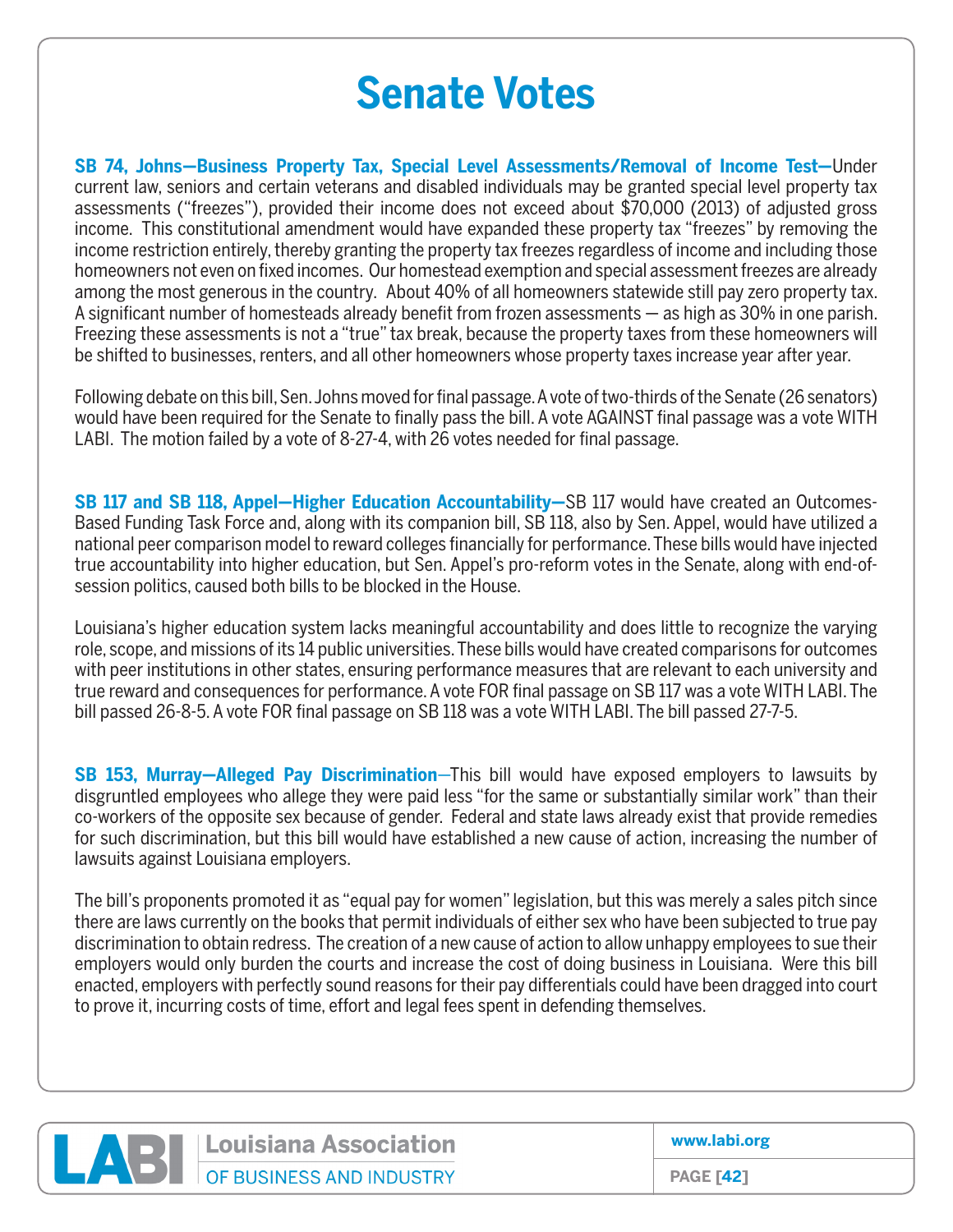# Senate Votes

**SB 74, Johns—Business Property Tax, Special Level Assessments/Removal of Income Test—**Under current law, seniors and certain veterans and disabled individuals may be granted special level property tax assessments ("freezes"), provided their income does not exceed about $70,000 (2013) of adjusted gross income. This constitutional amendment would have expanded these property tax "freezes" by removing the income restriction entirely, thereby granting the property tax freezes regardless of income and including those homeowners not even on fixed incomes. Our homestead exemption and special assessment freezes are already among the most generous in the country. About 40% of all homeowners statewide still pay zero property tax. A significant number of homesteads already benefit from frozen assessments — as high as 30% in one parish. Freezing these assessments is not a "true" tax break, because the property taxes from these homeowners will be shifted to businesses, renters, and all other homeowners whose property taxes increase year after year.

Following debate on this bill, Sen. Johns moved for final passage. A vote of two-thirds of the Senate (26 senators) would have been required for the Senate to finally pass the bill. A vote AGAINST final passage was a vote WITH LABI. The motion failed by a vote of 8-27-4, with 26 votes needed for final passage.

**SB 117 and SB 118, Appel—Higher Education Accountability—**SB 117 would have created an Outcomes-Based Funding Task Force and, along with its companion bill, SB 118, also by Sen. Appel, would have utilized a national peer comparison model to reward colleges financially for performance. These bills would have injected true accountability into higher education, but Sen. Appel's pro-reform votes in the Senate, along with end-of-session politics, caused both bills to be blocked in the House.

Louisiana's higher education system lacks meaningful accountability and does little to recognize the varying role, scope, and missions of its 14 public universities. These bills would have created comparisons for outcomes with peer institutions in other states, ensuring performance measures that are relevant to each university and true reward and consequences for performance. A vote FOR final passage on SB 117 was a vote WITH LABI. The bill passed 26-8-5. A vote FOR final passage on SB 118 was a vote WITH LABI. The bill passed 27-7-5.

**SB 153, Murray—Alleged Pay Discrimination**—This bill would have exposed employers to lawsuits by disgruntled employees who allege they were paid less "for the same or substantially similar work" than their co-workers of the opposite sex because of gender. Federal and state laws already exist that provide remedies for such discrimination, but this bill would have established a new cause of action, increasing the number of lawsuits against Louisiana employers.

The bill's proponents promoted it as "equal pay for women" legislation, but this was merely a sales pitch since there are laws currently on the books that permit individuals of either sex who have been subjected to true pay discrimination to obtain redress. The creation of a new cause of action to allow unhappy employees to sue their employers would only burden the courts and increase the cost of doing business in Louisiana. Were this bill enacted, employers with perfectly sound reasons for their pay differentials could have been dragged into court to prove it, incurring costs of time, effort and legal fees spent in defending themselves.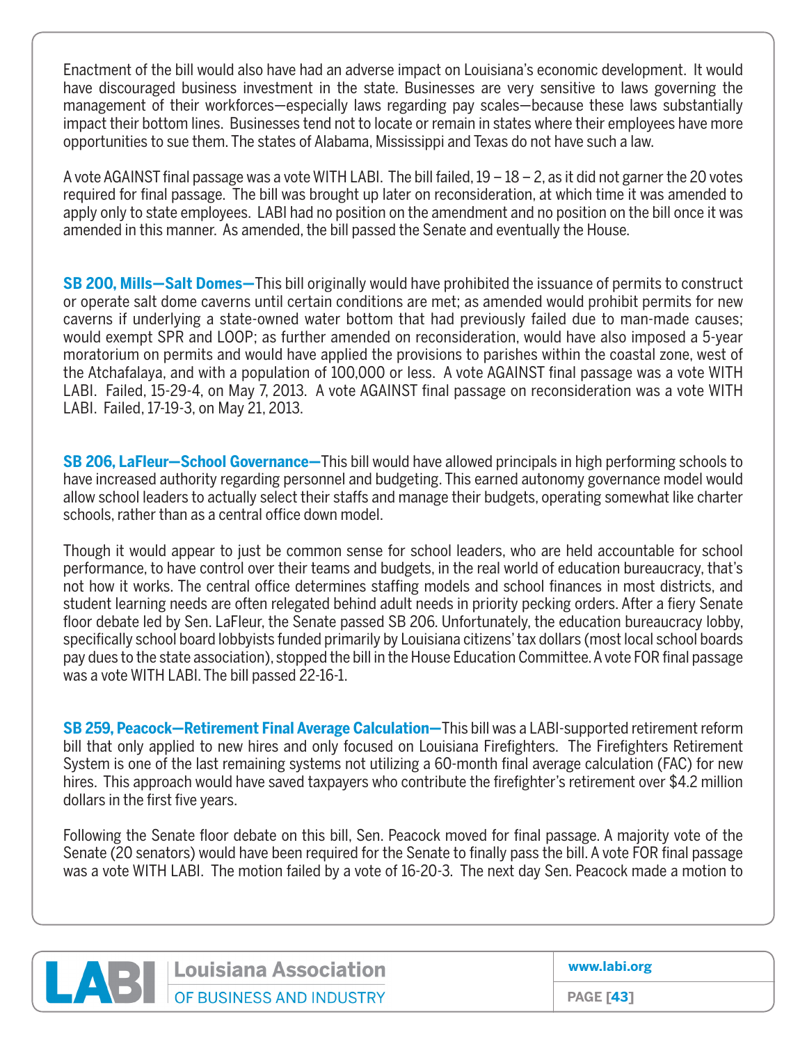Enactment of the bill would also have had an adverse impact on Louisiana's economic development. It would have discouraged business investment in the state. Businesses are very sensitive to laws governing the management of their workforces—especially laws regarding pay scales—because these laws substantially impact their bottom lines. Businesses tend not to locate or remain in states where their employees have more opportunities to sue them. The states of Alabama, Mississippi and Texas do not have such a law.

A vote AGAINST final passage was a vote WITH LABI. The bill failed, 19 – 18 – 2, as it did not garner the 20 votes required for final passage. The bill was brought up later on reconsideration, at which time it was amended to apply only to state employees. LABI had no position on the amendment and no position on the bill once it was amended in this manner. As amended, the bill passed the Senate and eventually the House.

**SB 200, Mills—Salt Domes—**This bill originally would have prohibited the issuance of permits to construct or operate salt dome caverns until certain conditions are met; as amended would prohibit permits for new caverns if underlying a state-owned water bottom that had previously failed due to man-made causes; would exempt SPR and LOOP; as further amended on reconsideration, would have also imposed a 5-year moratorium on permits and would have applied the provisions to parishes within the coastal zone, west of the Atchafalaya, and with a population of 100,000 or less. A vote AGAINST final passage was a vote WITH LABI. Failed, 15-29-4, on May 7, 2013. A vote AGAINST final passage on reconsideration was a vote WITH LABI. Failed, 17-19-3, on May 21, 2013.

**SB 206, LaFleur—School Governance—**This bill would have allowed principals in high performing schools to have increased authority regarding personnel and budgeting. This earned autonomy governance model would allow school leaders to actually select their staffs and manage their budgets, operating somewhat like charter schools, rather than as a central office down model.

Though it would appear to just be common sense for school leaders, who are held accountable for school performance, to have control over their teams and budgets, in the real world of education bureaucracy, that's not how it works. The central office determines staffing models and school finances in most districts, and student learning needs are often relegated behind adult needs in priority pecking orders. After a fiery Senate floor debate led by Sen. LaFleur, the Senate passed SB 206. Unfortunately, the education bureaucracy lobby, specifically school board lobbyists funded primarily by Louisiana citizens' tax dollars (most local school boards pay dues to the state association), stopped the bill in the House Education Committee. A vote FOR final passage was a vote WITH LABI. The bill passed 22-16-1.

**SB 259, Peacock—Retirement Final Average Calculation—**This bill was a LABI-supported retirement reform bill that only applied to new hires and only focused on Louisiana Firefighters. The Firefighters Retirement System is one of the last remaining systems not utilizing a 60-month final average calculation (FAC) for new hires. This approach would have saved taxpayers who contribute the firefighter's retirement over $4.2 million dollars in the first five years.

Following the Senate floor debate on this bill, Sen. Peacock moved for final passage. A majority vote of the Senate (20 senators) would have been required for the Senate to finally pass the bill. A vote FOR final passage was a vote WITH LABI. The motion failed by a vote of 16-20-3. The next day Sen. Peacock made a motion to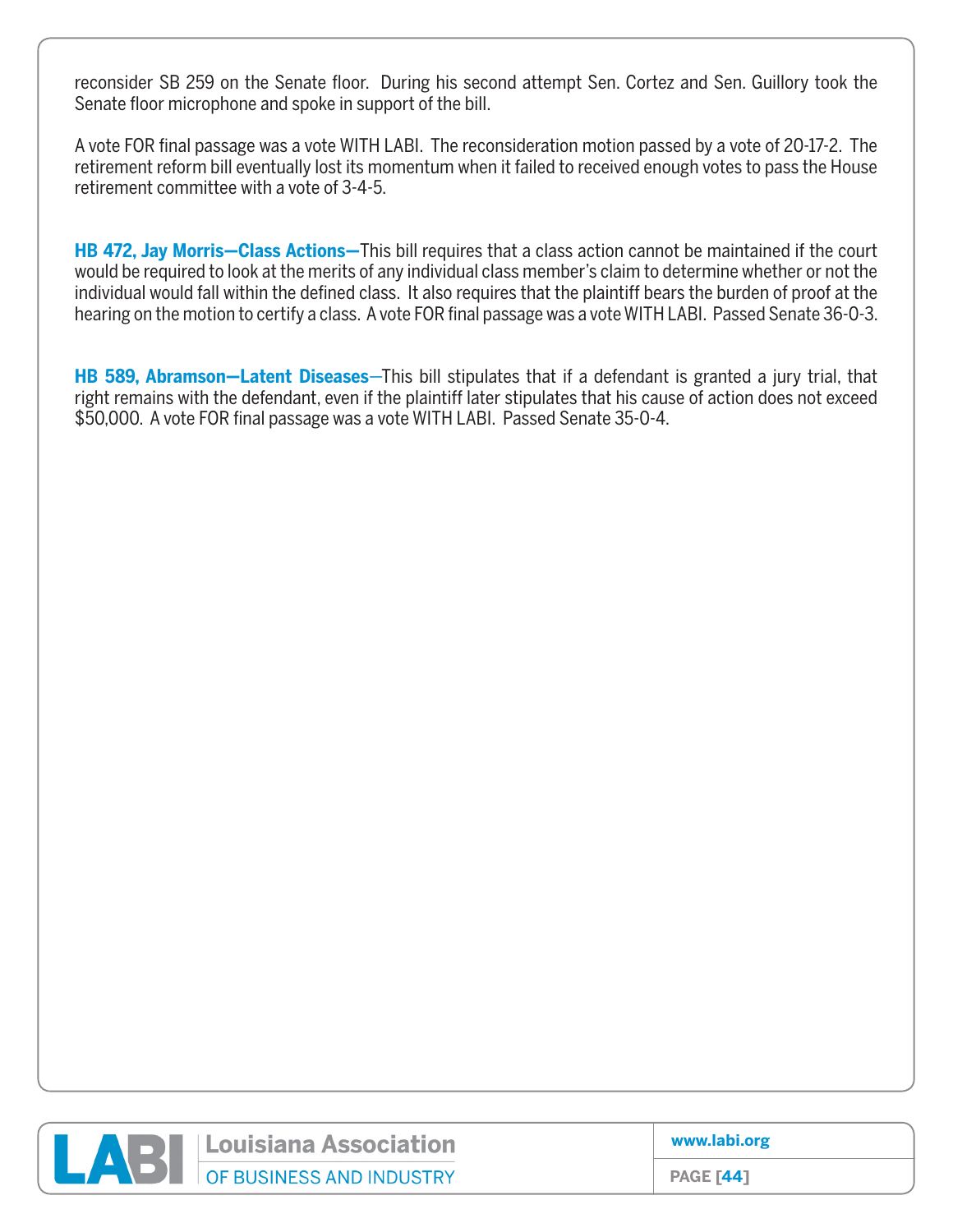reconsider SB 259 on the Senate floor. During his second attempt Sen. Cortez and Sen. Guillory took the Senate floor microphone and spoke in support of the bill.

A vote FOR final passage was a vote WITH LABI. The reconsideration motion passed by a vote of 20-17-2. The retirement reform bill eventually lost its momentum when it failed to received enough votes to pass the House retirement committee with a vote of 3-4-5.

**HB 472, Jay Morris—Class Actions—**This bill requires that a class action cannot be maintained if the court would be required to look at the merits of any individual class member's claim to determine whether or not the individual would fall within the defined class. It also requires that the plaintiff bears the burden of proof at the hearing on the motion to certify a class. A vote FOR final passage was a vote WITH LABI. Passed Senate 36-0-3.

**HB 589, Abramson—Latent Diseases**—This bill stipulates that if a defendant is granted a jury trial, that right remains with the defendant, even if the plaintiff later stipulates that his cause of action does not exceed $50,000. A vote FOR final passage was a vote WITH LABI. Passed Senate 35-0-4.